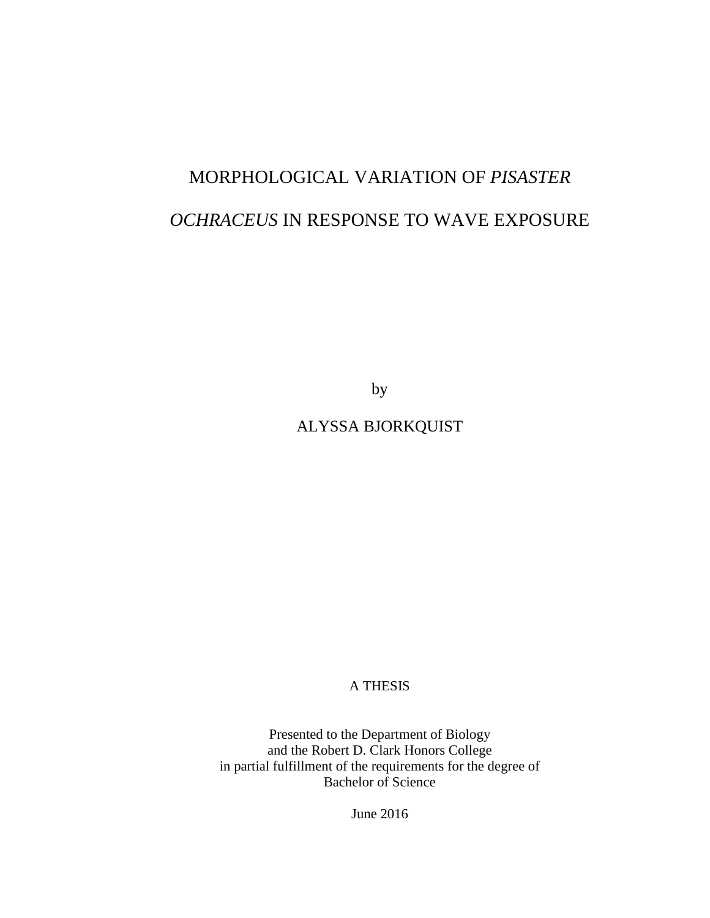# MORPHOLOGICAL VARIATION OF *PISASTER OCHRACEUS* IN RESPONSE TO WAVE EXPOSURE

by

ALYSSA BJORKQUIST

A THESIS

Presented to the Department of Biology
and the Robert D. Clark Honors College
in partial fulfillment of the requirements for the degree of
Bachelor of Science

June 2016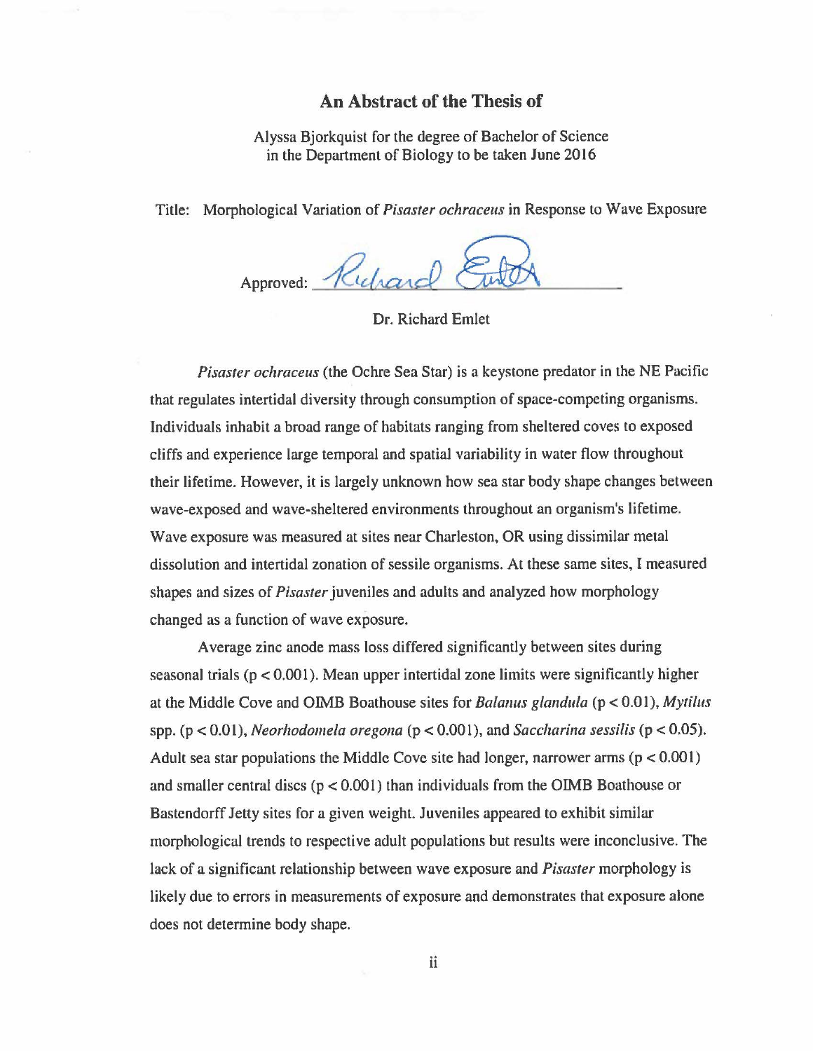# An Abstract of the Thesis of

Alyssa Bjorkquist for the degree of Bachelor of Science
in the Department of Biology to be taken June 2016

Title: Morphological Variation of *Pisaster ochraceus* in Response to Wave Exposure

Approved: _______________

Dr. Richard Emlet

*Pisaster ochraceus* (the Ochre Sea Star) is a keystone predator in the NE Pacific that regulates intertidal diversity through consumption of space-competing organisms. Individuals inhabit a broad range of habitats ranging from sheltered coves to exposed cliffs and experience large temporal and spatial variability in water flow throughout their lifetime. However, it is largely unknown how sea star body shape changes between wave-exposed and wave-sheltered environments throughout an organism's lifetime. Wave exposure was measured at sites near Charleston, OR using dissimilar metal dissolution and intertidal zonation of sessile organisms. At these same sites, I measured shapes and sizes of *Pisaster* juveniles and adults and analyzed how morphology changed as a function of wave exposure.

Average zinc anode mass loss differed significantly between sites during seasonal trials ($p < 0.001$). Mean upper intertidal zone limits were significantly higher at the Middle Cove and OIMB Boathouse sites for *Balanus glandula* ($p < 0.01$), *Mytilus* spp. ($p < 0.01$), *Neorhodomela oregona* ($p < 0.001$), and *Saccharina sessilis* ($p < 0.05$). Adult sea star populations the Middle Cove site had longer, narrower arms ($p < 0.001$) and smaller central discs ($p < 0.001$) than individuals from the OIMB Boathouse or Bastendorff Jetty sites for a given weight. Juveniles appeared to exhibit similar morphological trends to respective adult populations but results were inconclusive. The lack of a significant relationship between wave exposure and *Pisaster* morphology is likely due to errors in measurements of exposure and demonstrates that exposure alone does not determine body shape.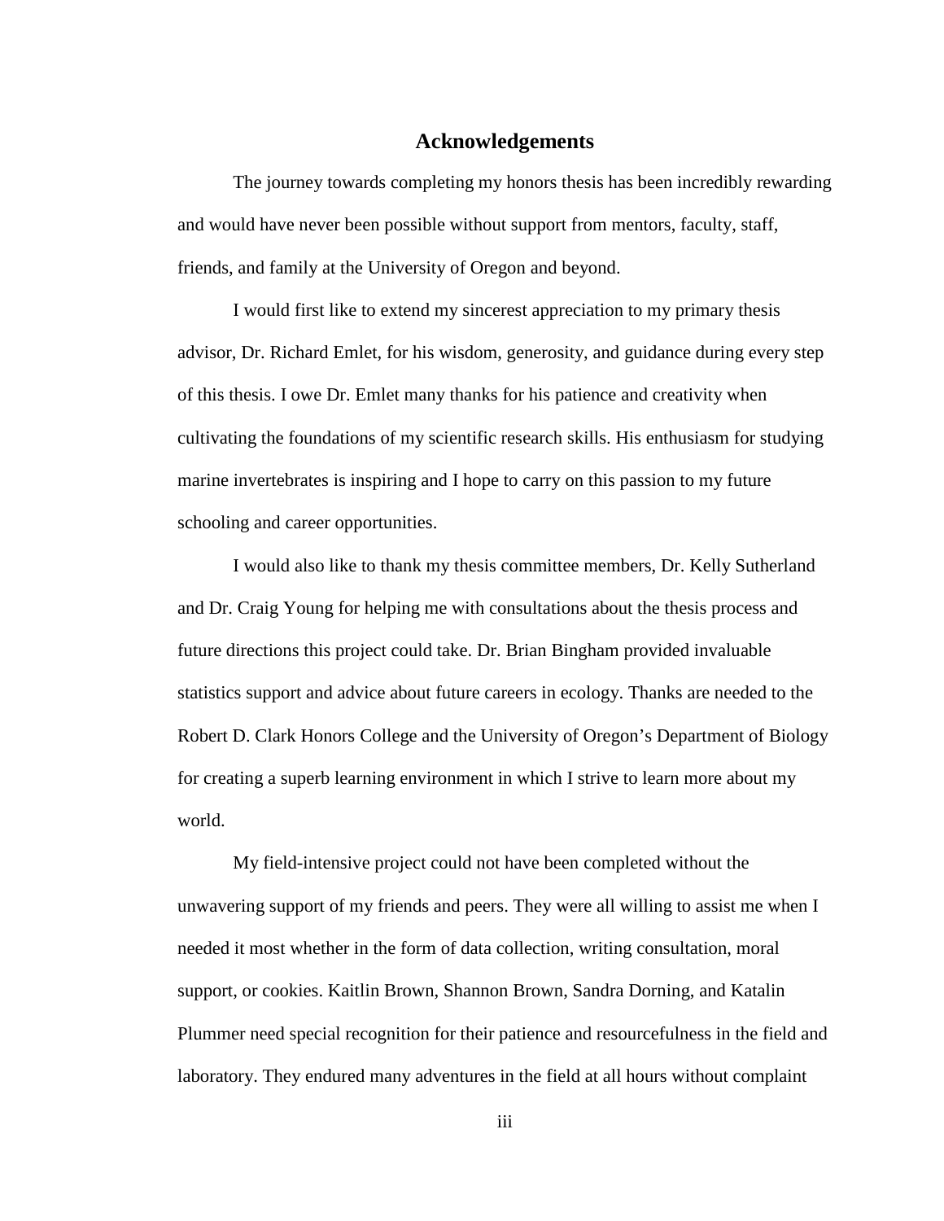# Acknowledgements

The journey towards completing my honors thesis has been incredibly rewarding and would have never been possible without support from mentors, faculty, staff, friends, and family at the University of Oregon and beyond.

I would first like to extend my sincerest appreciation to my primary thesis advisor, Dr. Richard Emlet, for his wisdom, generosity, and guidance during every step of this thesis. I owe Dr. Emlet many thanks for his patience and creativity when cultivating the foundations of my scientific research skills. His enthusiasm for studying marine invertebrates is inspiring and I hope to carry on this passion to my future schooling and career opportunities.

I would also like to thank my thesis committee members, Dr. Kelly Sutherland and Dr. Craig Young for helping me with consultations about the thesis process and future directions this project could take. Dr. Brian Bingham provided invaluable statistics support and advice about future careers in ecology. Thanks are needed to the Robert D. Clark Honors College and the University of Oregon's Department of Biology for creating a superb learning environment in which I strive to learn more about my world.

My field-intensive project could not have been completed without the unwavering support of my friends and peers. They were all willing to assist me when I needed it most whether in the form of data collection, writing consultation, moral support, or cookies. Kaitlin Brown, Shannon Brown, Sandra Dorning, and Katalin Plummer need special recognition for their patience and resourcefulness in the field and laboratory. They endured many adventures in the field at all hours without complaint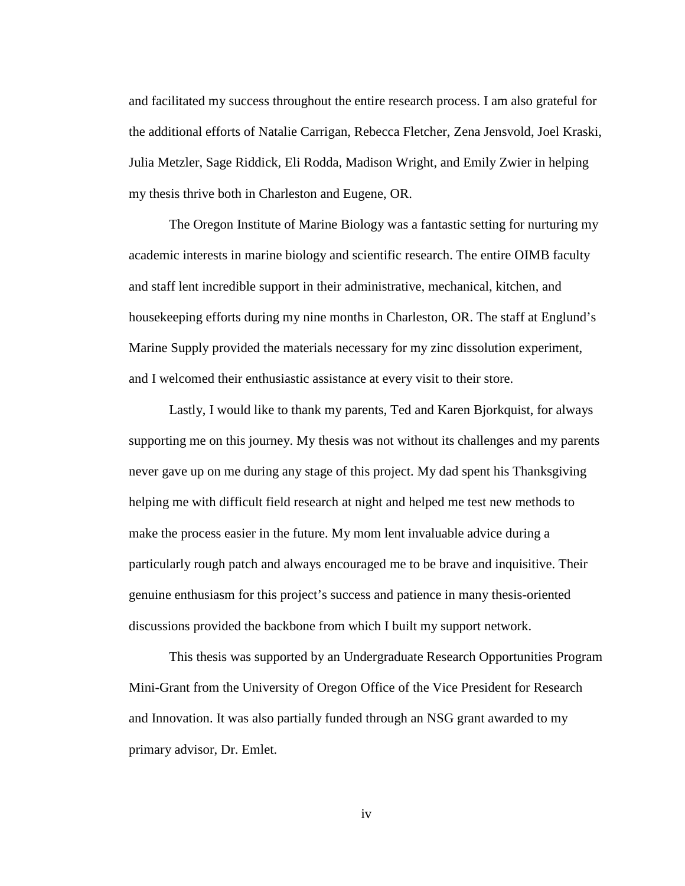and facilitated my success throughout the entire research process. I am also grateful for the additional efforts of Natalie Carrigan, Rebecca Fletcher, Zena Jensvold, Joel Kraski, Julia Metzler, Sage Riddick, Eli Rodda, Madison Wright, and Emily Zwier in helping my thesis thrive both in Charleston and Eugene, OR.

The Oregon Institute of Marine Biology was a fantastic setting for nurturing my academic interests in marine biology and scientific research. The entire OIMB faculty and staff lent incredible support in their administrative, mechanical, kitchen, and housekeeping efforts during my nine months in Charleston, OR. The staff at Englund's Marine Supply provided the materials necessary for my zinc dissolution experiment, and I welcomed their enthusiastic assistance at every visit to their store.

Lastly, I would like to thank my parents, Ted and Karen Bjorkquist, for always supporting me on this journey. My thesis was not without its challenges and my parents never gave up on me during any stage of this project. My dad spent his Thanksgiving helping me with difficult field research at night and helped me test new methods to make the process easier in the future. My mom lent invaluable advice during a particularly rough patch and always encouraged me to be brave and inquisitive. Their genuine enthusiasm for this project's success and patience in many thesis-oriented discussions provided the backbone from which I built my support network.

This thesis was supported by an Undergraduate Research Opportunities Program Mini-Grant from the University of Oregon Office of the Vice President for Research and Innovation. It was also partially funded through an NSG grant awarded to my primary advisor, Dr. Emlet.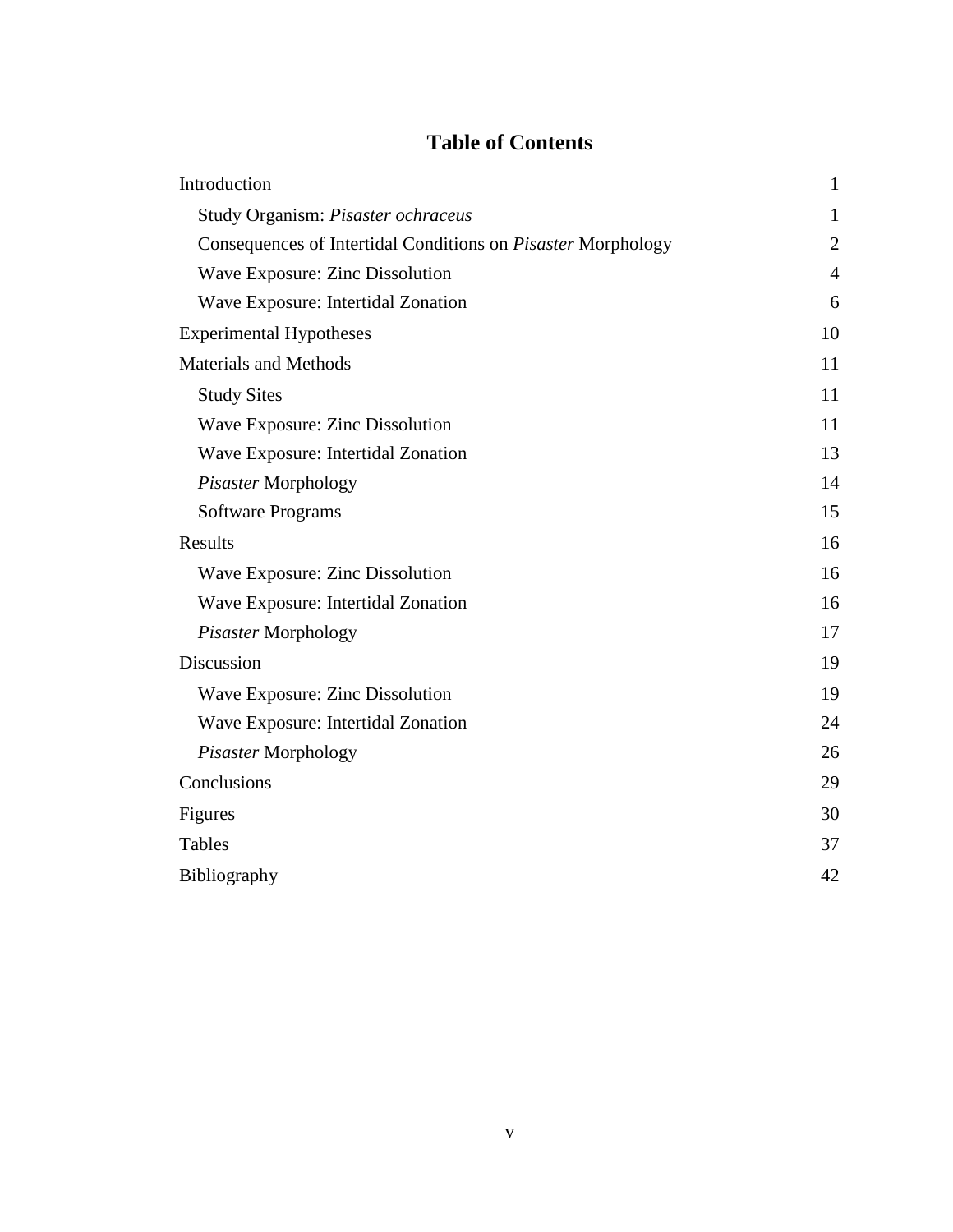# Table of Contents

| | |
|---|---|
| Introduction | 1 |
| Study Organism: *Pisaster ochraceus* | 1 |
| Consequences of Intertidal Conditions on *Pisaster* Morphology | 2 |
| Wave Exposure: Zinc Dissolution | 4 |
| Wave Exposure: Intertidal Zonation | 6 |
| Experimental Hypotheses | 10 |
| Materials and Methods | 11 |
| Study Sites | 11 |
| Wave Exposure: Zinc Dissolution | 11 |
| Wave Exposure: Intertidal Zonation | 13 |
| *Pisaster* Morphology | 14 |
| Software Programs | 15 |
| Results | 16 |
| Wave Exposure: Zinc Dissolution | 16 |
| Wave Exposure: Intertidal Zonation | 16 |
| *Pisaster* Morphology | 17 |
| Discussion | 19 |
| Wave Exposure: Zinc Dissolution | 19 |
| Wave Exposure: Intertidal Zonation | 24 |
| *Pisaster* Morphology | 26 |
| Conclusions | 29 |
| Figures | 30 |
| Tables | 37 |
| Bibliography | 42 |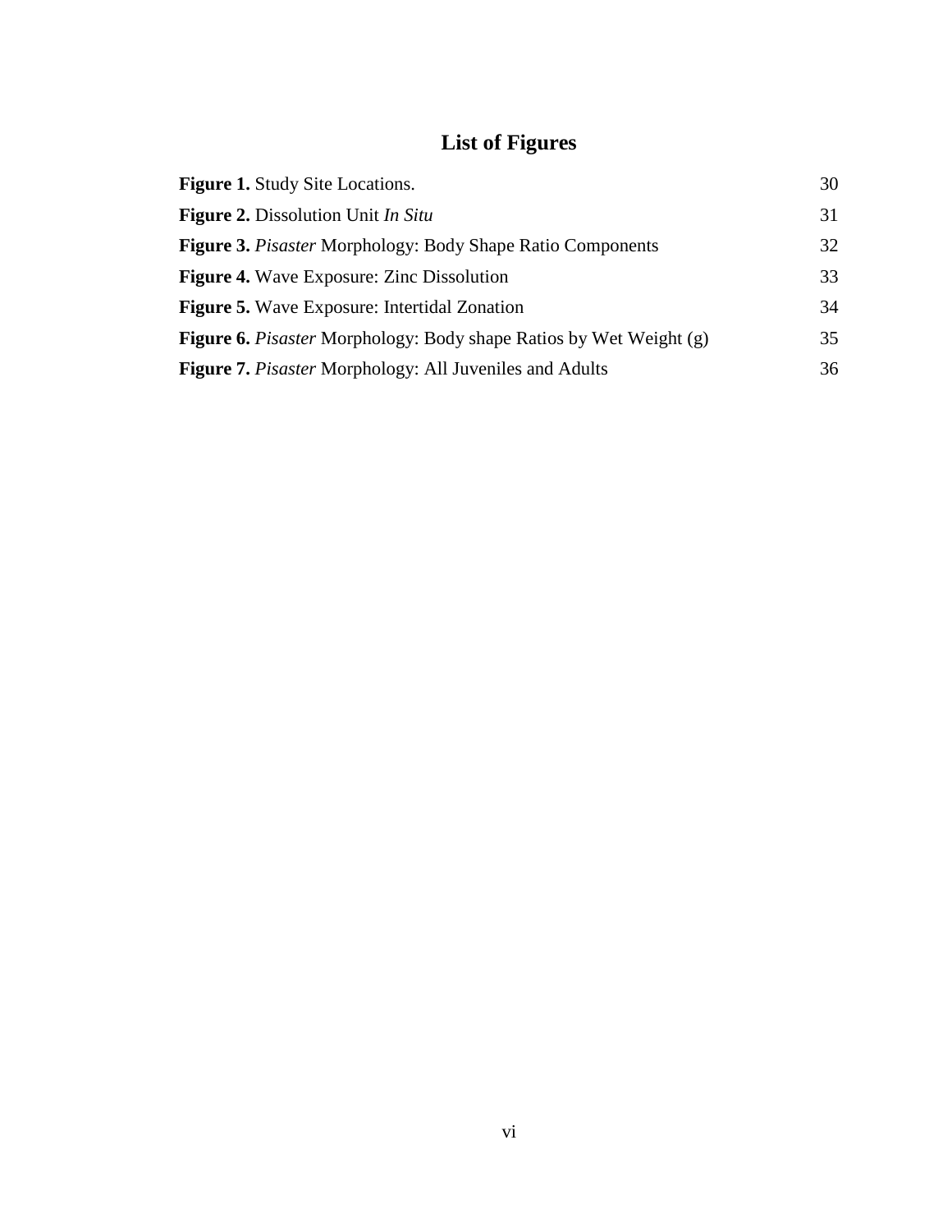# List of Figures

| | |
|---|---|
| **Figure 1.** Study Site Locations. | 30 |
| **Figure 2.** Dissolution Unit *In Situ* | 31 |
| **Figure 3.** *Pisaster* Morphology: Body Shape Ratio Components | 32 |
| **Figure 4.** Wave Exposure: Zinc Dissolution | 33 |
| **Figure 5.** Wave Exposure: Intertidal Zonation | 34 |
| **Figure 6.** *Pisaster* Morphology: Body shape Ratios by Wet Weight (g) | 35 |
| **Figure 7.** *Pisaster* Morphology: All Juveniles and Adults | 36 |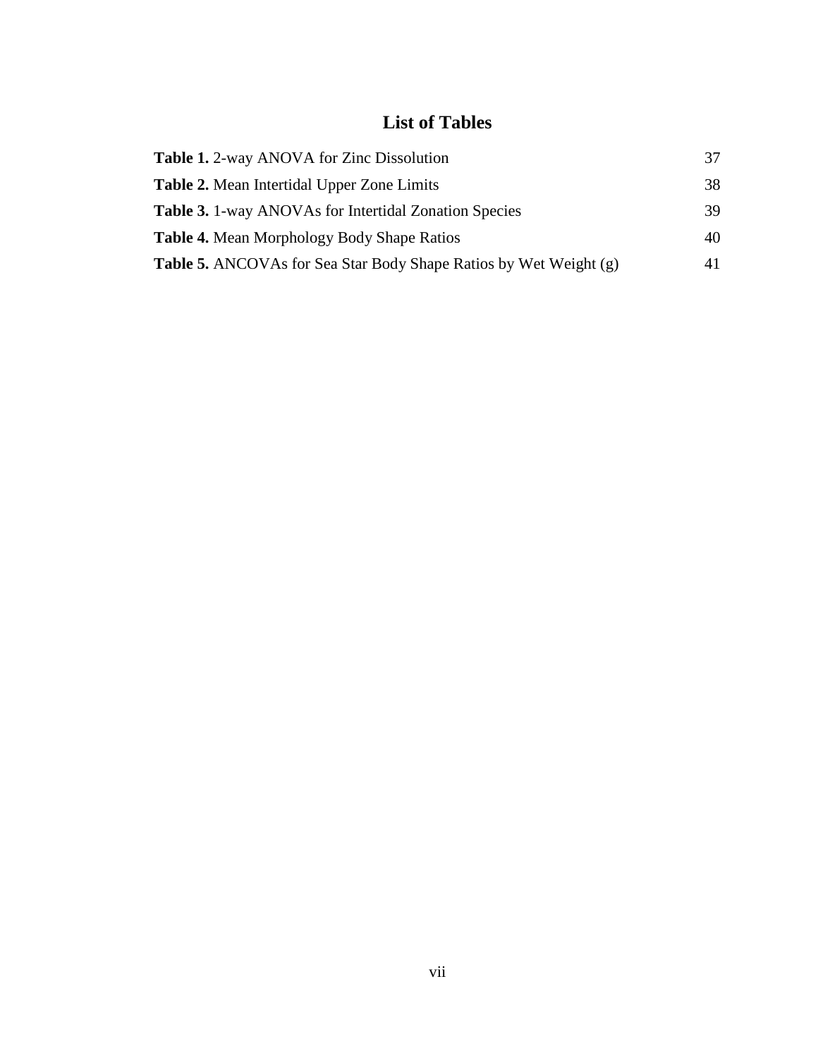# List of Tables

**Table 1.** 2-way ANOVA for Zinc Dissolution 37

**Table 2.** Mean Intertidal Upper Zone Limits 38

**Table 3.** 1-way ANOVAs for Intertidal Zonation Species 39

**Table 4.** Mean Morphology Body Shape Ratios 40

**Table 5.** ANCOVAs for Sea Star Body Shape Ratios by Wet Weight (g) 41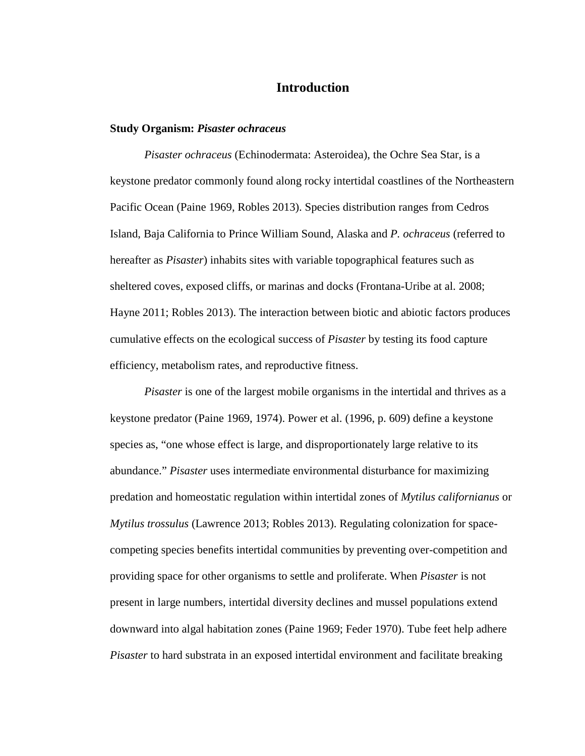# Introduction

**Study Organism: *Pisaster ochraceus***

*Pisaster ochraceus* (Echinodermata: Asteroidea), the Ochre Sea Star, is a keystone predator commonly found along rocky intertidal coastlines of the Northeastern Pacific Ocean (Paine 1969, Robles 2013). Species distribution ranges from Cedros Island, Baja California to Prince William Sound, Alaska and *P. ochraceus* (referred to hereafter as *Pisaster*) inhabits sites with variable topographical features such as sheltered coves, exposed cliffs, or marinas and docks (Frontana-Uribe at al. 2008; Hayne 2011; Robles 2013). The interaction between biotic and abiotic factors produces cumulative effects on the ecological success of *Pisaster* by testing its food capture efficiency, metabolism rates, and reproductive fitness.

*Pisaster* is one of the largest mobile organisms in the intertidal and thrives as a keystone predator (Paine 1969, 1974). Power et al. (1996, p. 609) define a keystone species as, "one whose effect is large, and disproportionately large relative to its abundance." *Pisaster* uses intermediate environmental disturbance for maximizing predation and homeostatic regulation within intertidal zones of *Mytilus californianus* or *Mytilus trossulus* (Lawrence 2013; Robles 2013). Regulating colonization for space-competing species benefits intertidal communities by preventing over-competition and providing space for other organisms to settle and proliferate. When *Pisaster* is not present in large numbers, intertidal diversity declines and mussel populations extend downward into algal habitation zones (Paine 1969; Feder 1970). Tube feet help adhere *Pisaster* to hard substrata in an exposed intertidal environment and facilitate breaking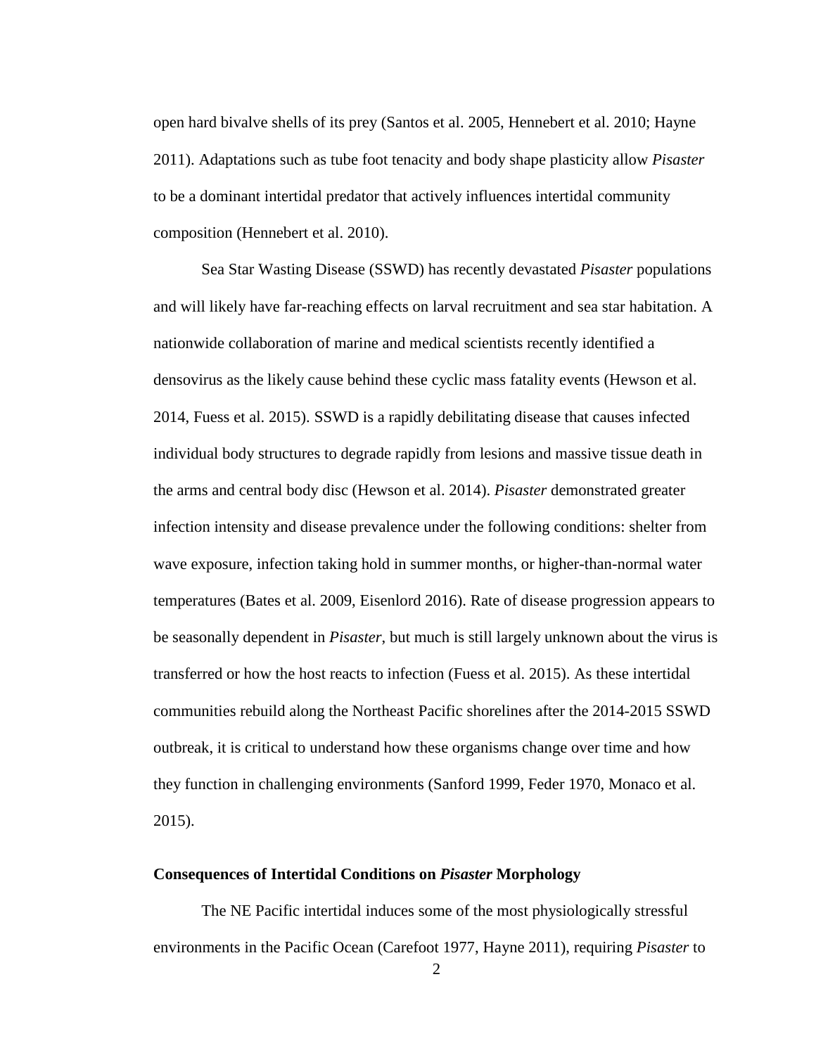open hard bivalve shells of its prey (Santos et al. 2005, Hennebert et al. 2010; Hayne 2011). Adaptations such as tube foot tenacity and body shape plasticity allow *Pisaster* to be a dominant intertidal predator that actively influences intertidal community composition (Hennebert et al. 2010).

Sea Star Wasting Disease (SSWD) has recently devastated *Pisaster* populations and will likely have far-reaching effects on larval recruitment and sea star habitation. A nationwide collaboration of marine and medical scientists recently identified a densovirus as the likely cause behind these cyclic mass fatality events (Hewson et al. 2014, Fuess et al. 2015). SSWD is a rapidly debilitating disease that causes infected individual body structures to degrade rapidly from lesions and massive tissue death in the arms and central body disc (Hewson et al. 2014). *Pisaster* demonstrated greater infection intensity and disease prevalence under the following conditions: shelter from wave exposure, infection taking hold in summer months, or higher-than-normal water temperatures (Bates et al. 2009, Eisenlord 2016). Rate of disease progression appears to be seasonally dependent in *Pisaster*, but much is still largely unknown about the virus is transferred or how the host reacts to infection (Fuess et al. 2015). As these intertidal communities rebuild along the Northeast Pacific shorelines after the 2014-2015 SSWD outbreak, it is critical to understand how these organisms change over time and how they function in challenging environments (Sanford 1999, Feder 1970, Monaco et al. 2015).

## Consequences of Intertidal Conditions on *Pisaster* Morphology

The NE Pacific intertidal induces some of the most physiologically stressful environments in the Pacific Ocean (Carefoot 1977, Hayne 2011), requiring *Pisaster* to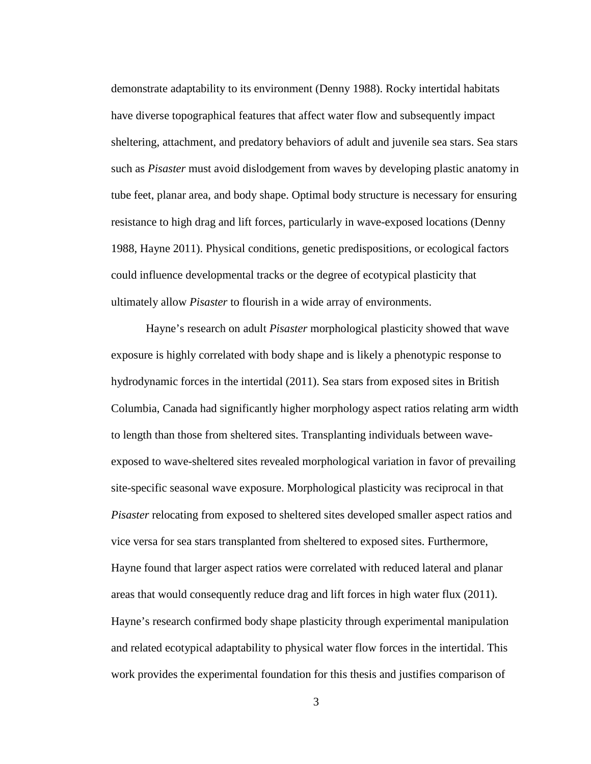demonstrate adaptability to its environment (Denny 1988). Rocky intertidal habitats have diverse topographical features that affect water flow and subsequently impact sheltering, attachment, and predatory behaviors of adult and juvenile sea stars. Sea stars such as *Pisaster* must avoid dislodgement from waves by developing plastic anatomy in tube feet, planar area, and body shape. Optimal body structure is necessary for ensuring resistance to high drag and lift forces, particularly in wave-exposed locations (Denny 1988, Hayne 2011). Physical conditions, genetic predispositions, or ecological factors could influence developmental tracks or the degree of ecotypical plasticity that ultimately allow *Pisaster* to flourish in a wide array of environments.

Hayne's research on adult *Pisaster* morphological plasticity showed that wave exposure is highly correlated with body shape and is likely a phenotypic response to hydrodynamic forces in the intertidal (2011). Sea stars from exposed sites in British Columbia, Canada had significantly higher morphology aspect ratios relating arm width to length than those from sheltered sites. Transplanting individuals between wave-exposed to wave-sheltered sites revealed morphological variation in favor of prevailing site-specific seasonal wave exposure. Morphological plasticity was reciprocal in that *Pisaster* relocating from exposed to sheltered sites developed smaller aspect ratios and vice versa for sea stars transplanted from sheltered to exposed sites. Furthermore, Hayne found that larger aspect ratios were correlated with reduced lateral and planar areas that would consequently reduce drag and lift forces in high water flux (2011). Hayne's research confirmed body shape plasticity through experimental manipulation and related ecotypical adaptability to physical water flow forces in the intertidal. This work provides the experimental foundation for this thesis and justifies comparison of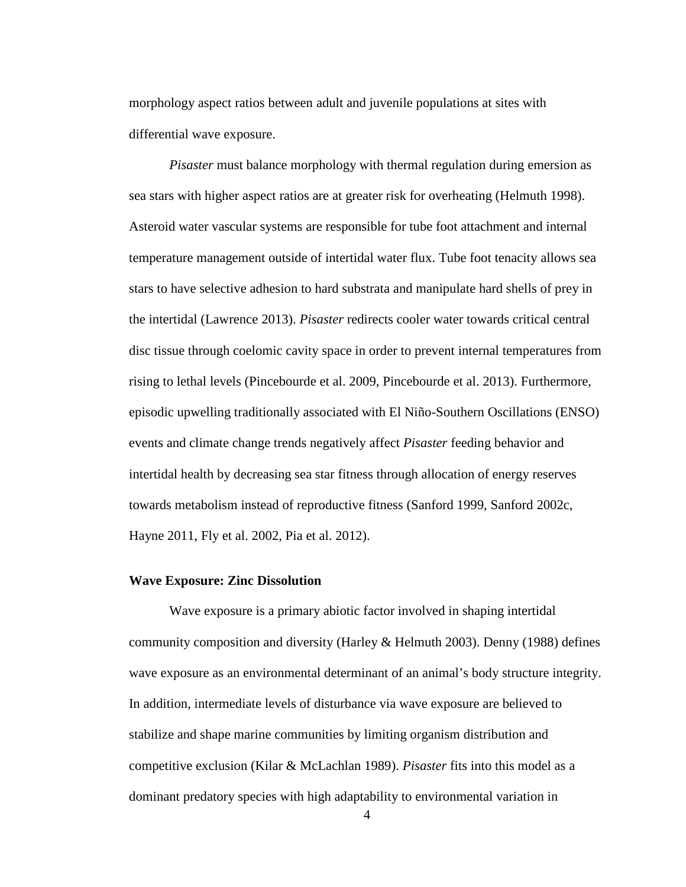morphology aspect ratios between adult and juvenile populations at sites with differential wave exposure.

*Pisaster* must balance morphology with thermal regulation during emersion as sea stars with higher aspect ratios are at greater risk for overheating (Helmuth 1998). Asteroid water vascular systems are responsible for tube foot attachment and internal temperature management outside of intertidal water flux. Tube foot tenacity allows sea stars to have selective adhesion to hard substrata and manipulate hard shells of prey in the intertidal (Lawrence 2013). *Pisaster* redirects cooler water towards critical central disc tissue through coelomic cavity space in order to prevent internal temperatures from rising to lethal levels (Pincebourde et al. 2009, Pincebourde et al. 2013). Furthermore, episodic upwelling traditionally associated with El Niño-Southern Oscillations (ENSO) events and climate change trends negatively affect *Pisaster* feeding behavior and intertidal health by decreasing sea star fitness through allocation of energy reserves towards metabolism instead of reproductive fitness (Sanford 1999, Sanford 2002c, Hayne 2011, Fly et al. 2002, Pia et al. 2012).

### Wave Exposure: Zinc Dissolution

Wave exposure is a primary abiotic factor involved in shaping intertidal community composition and diversity (Harley & Helmuth 2003). Denny (1988) defines wave exposure as an environmental determinant of an animal's body structure integrity. In addition, intermediate levels of disturbance via wave exposure are believed to stabilize and shape marine communities by limiting organism distribution and competitive exclusion (Kilar & McLachlan 1989). *Pisaster* fits into this model as a dominant predatory species with high adaptability to environmental variation in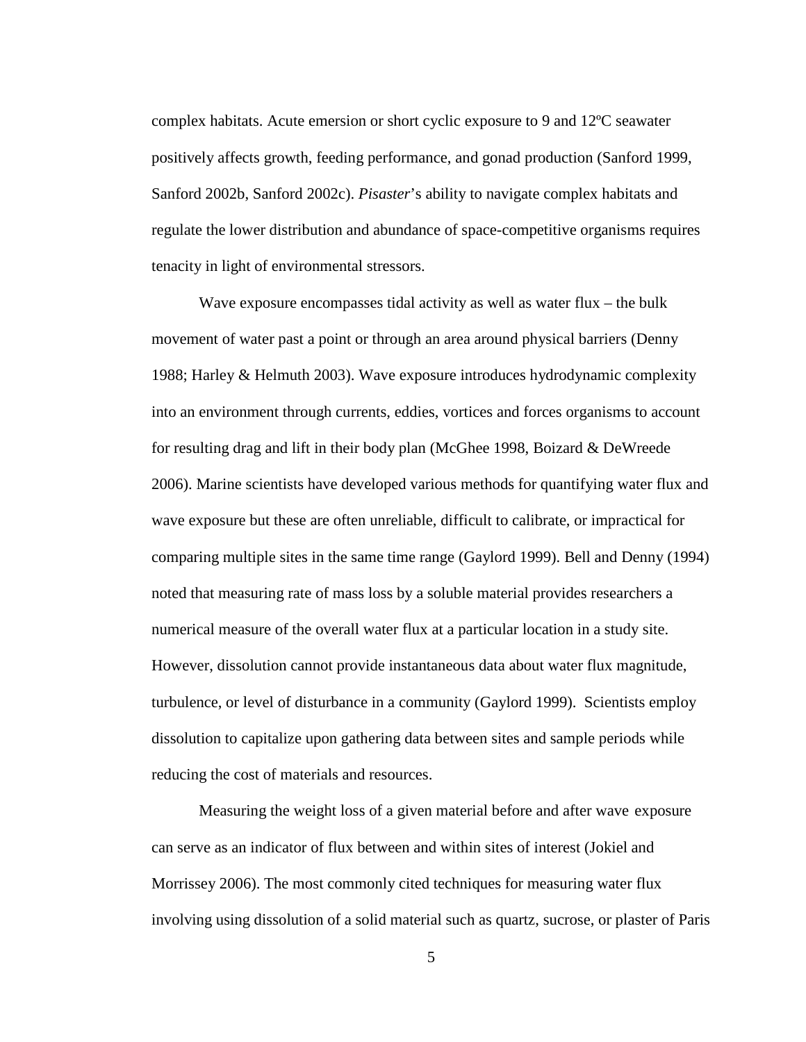complex habitats. Acute emersion or short cyclic exposure to 9 and 12ºC seawater positively affects growth, feeding performance, and gonad production (Sanford 1999, Sanford 2002b, Sanford 2002c). *Pisaster*'s ability to navigate complex habitats and regulate the lower distribution and abundance of space-competitive organisms requires tenacity in light of environmental stressors.

Wave exposure encompasses tidal activity as well as water flux – the bulk movement of water past a point or through an area around physical barriers (Denny 1988; Harley & Helmuth 2003). Wave exposure introduces hydrodynamic complexity into an environment through currents, eddies, vortices and forces organisms to account for resulting drag and lift in their body plan (McGhee 1998, Boizard & DeWreede 2006). Marine scientists have developed various methods for quantifying water flux and wave exposure but these are often unreliable, difficult to calibrate, or impractical for comparing multiple sites in the same time range (Gaylord 1999). Bell and Denny (1994) noted that measuring rate of mass loss by a soluble material provides researchers a numerical measure of the overall water flux at a particular location in a study site. However, dissolution cannot provide instantaneous data about water flux magnitude, turbulence, or level of disturbance in a community (Gaylord 1999). Scientists employ dissolution to capitalize upon gathering data between sites and sample periods while reducing the cost of materials and resources.

Measuring the weight loss of a given material before and after wave exposure can serve as an indicator of flux between and within sites of interest (Jokiel and Morrissey 2006). The most commonly cited techniques for measuring water flux involving using dissolution of a solid material such as quartz, sucrose, or plaster of Paris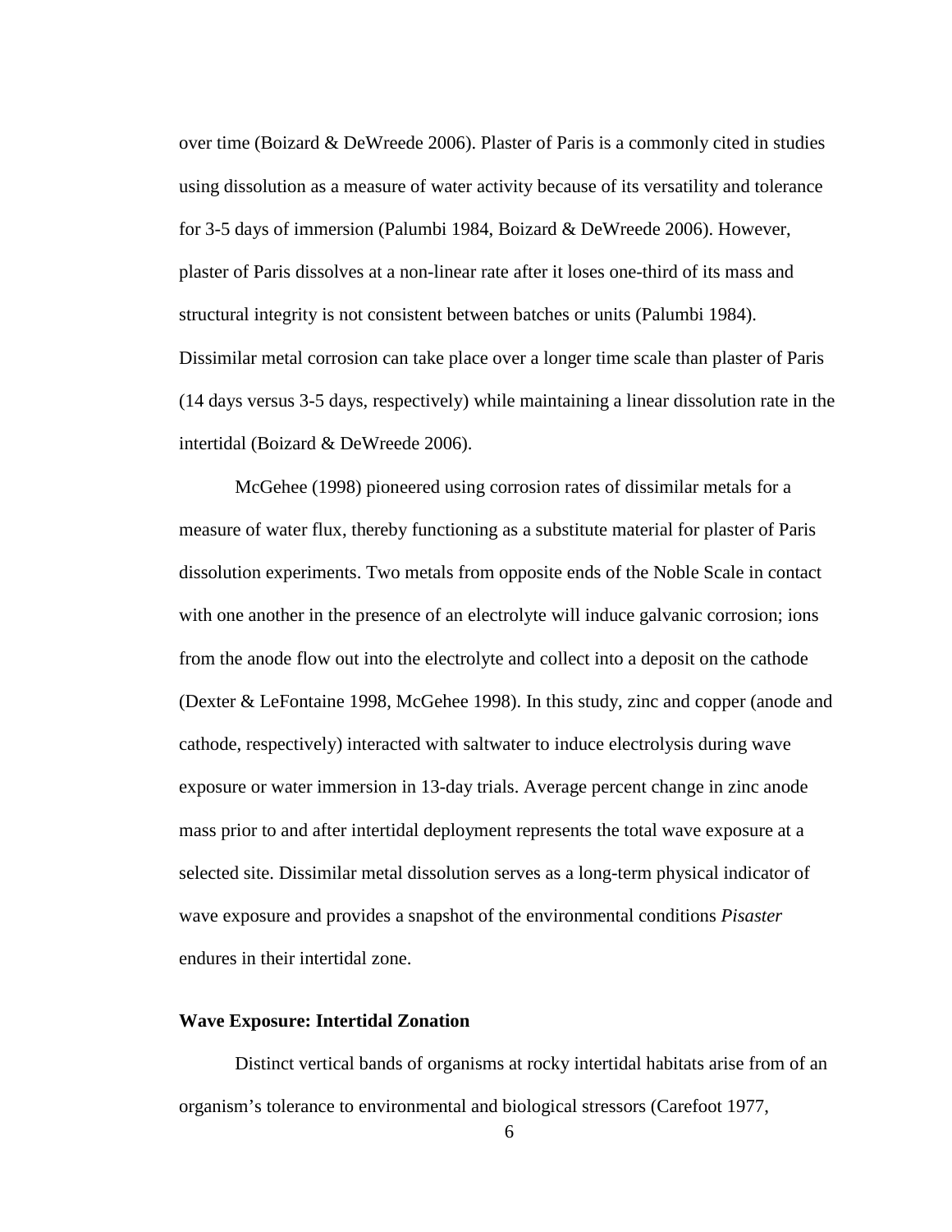over time (Boizard & DeWreede 2006). Plaster of Paris is a commonly cited in studies using dissolution as a measure of water activity because of its versatility and tolerance for 3-5 days of immersion (Palumbi 1984, Boizard & DeWreede 2006). However, plaster of Paris dissolves at a non-linear rate after it loses one-third of its mass and structural integrity is not consistent between batches or units (Palumbi 1984). Dissimilar metal corrosion can take place over a longer time scale than plaster of Paris (14 days versus 3-5 days, respectively) while maintaining a linear dissolution rate in the intertidal (Boizard & DeWreede 2006).

McGehee (1998) pioneered using corrosion rates of dissimilar metals for a measure of water flux, thereby functioning as a substitute material for plaster of Paris dissolution experiments. Two metals from opposite ends of the Noble Scale in contact with one another in the presence of an electrolyte will induce galvanic corrosion; ions from the anode flow out into the electrolyte and collect into a deposit on the cathode (Dexter & LeFontaine 1998, McGehee 1998). In this study, zinc and copper (anode and cathode, respectively) interacted with saltwater to induce electrolysis during wave exposure or water immersion in 13-day trials. Average percent change in zinc anode mass prior to and after intertidal deployment represents the total wave exposure at a selected site. Dissimilar metal dissolution serves as a long-term physical indicator of wave exposure and provides a snapshot of the environmental conditions *Pisaster* endures in their intertidal zone.

**Wave Exposure: Intertidal Zonation**

Distinct vertical bands of organisms at rocky intertidal habitats arise from of an organism's tolerance to environmental and biological stressors (Carefoot 1977,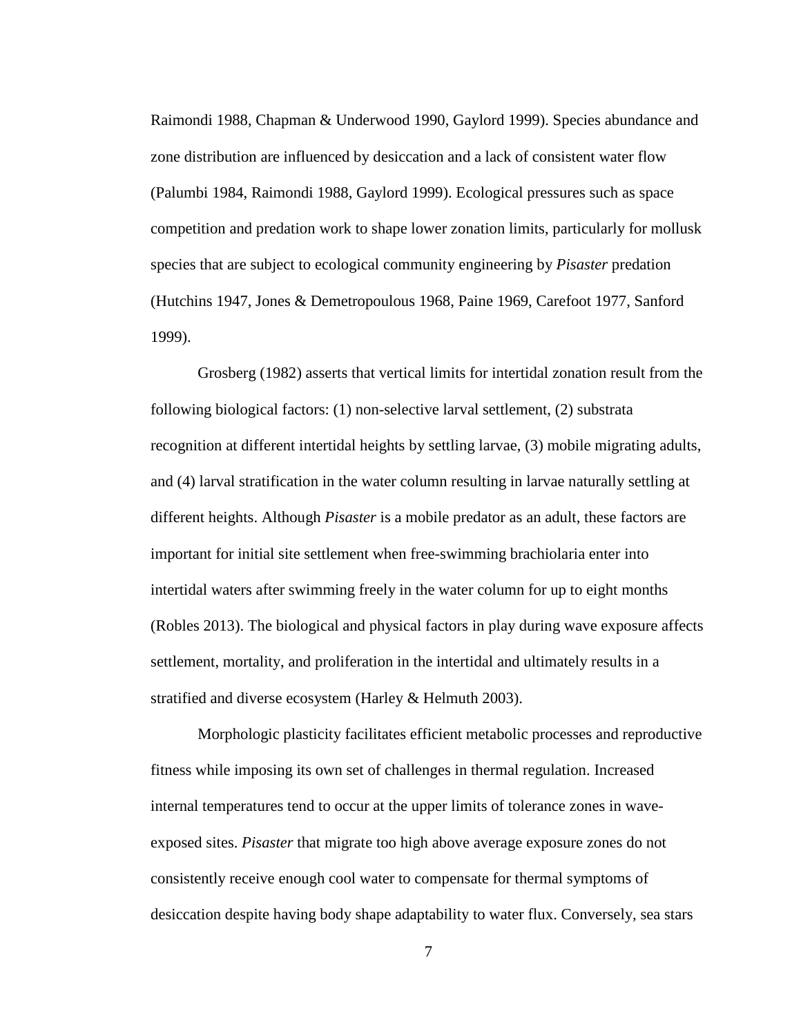Raimondi 1988, Chapman & Underwood 1990, Gaylord 1999). Species abundance and zone distribution are influenced by desiccation and a lack of consistent water flow (Palumbi 1984, Raimondi 1988, Gaylord 1999). Ecological pressures such as space competition and predation work to shape lower zonation limits, particularly for mollusk species that are subject to ecological community engineering by *Pisaster* predation (Hutchins 1947, Jones & Demetropoulous 1968, Paine 1969, Carefoot 1977, Sanford 1999).

Grosberg (1982) asserts that vertical limits for intertidal zonation result from the following biological factors: (1) non-selective larval settlement, (2) substrata recognition at different intertidal heights by settling larvae, (3) mobile migrating adults, and (4) larval stratification in the water column resulting in larvae naturally settling at different heights. Although *Pisaster* is a mobile predator as an adult, these factors are important for initial site settlement when free-swimming brachiolaria enter into intertidal waters after swimming freely in the water column for up to eight months (Robles 2013). The biological and physical factors in play during wave exposure affects settlement, mortality, and proliferation in the intertidal and ultimately results in a stratified and diverse ecosystem (Harley & Helmuth 2003).

Morphologic plasticity facilitates efficient metabolic processes and reproductive fitness while imposing its own set of challenges in thermal regulation. Increased internal temperatures tend to occur at the upper limits of tolerance zones in wave-exposed sites. *Pisaster* that migrate too high above average exposure zones do not consistently receive enough cool water to compensate for thermal symptoms of desiccation despite having body shape adaptability to water flux. Conversely, sea stars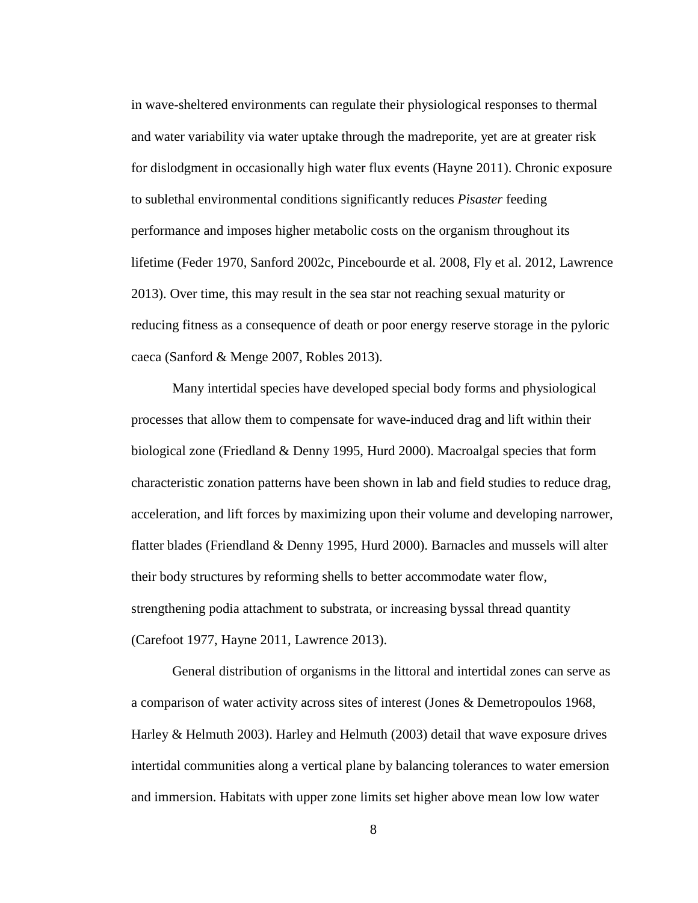in wave-sheltered environments can regulate their physiological responses to thermal and water variability via water uptake through the madreporite, yet are at greater risk for dislodgment in occasionally high water flux events (Hayne 2011). Chronic exposure to sublethal environmental conditions significantly reduces *Pisaster* feeding performance and imposes higher metabolic costs on the organism throughout its lifetime (Feder 1970, Sanford 2002c, Pincebourde et al. 2008, Fly et al. 2012, Lawrence 2013). Over time, this may result in the sea star not reaching sexual maturity or reducing fitness as a consequence of death or poor energy reserve storage in the pyloric caeca (Sanford & Menge 2007, Robles 2013).

Many intertidal species have developed special body forms and physiological processes that allow them to compensate for wave-induced drag and lift within their biological zone (Friedland & Denny 1995, Hurd 2000). Macroalgal species that form characteristic zonation patterns have been shown in lab and field studies to reduce drag, acceleration, and lift forces by maximizing upon their volume and developing narrower, flatter blades (Friendland & Denny 1995, Hurd 2000). Barnacles and mussels will alter their body structures by reforming shells to better accommodate water flow, strengthening podia attachment to substrata, or increasing byssal thread quantity (Carefoot 1977, Hayne 2011, Lawrence 2013).

General distribution of organisms in the littoral and intertidal zones can serve as a comparison of water activity across sites of interest (Jones & Demetropoulos 1968, Harley & Helmuth 2003). Harley and Helmuth (2003) detail that wave exposure drives intertidal communities along a vertical plane by balancing tolerances to water emersion and immersion. Habitats with upper zone limits set higher above mean low low water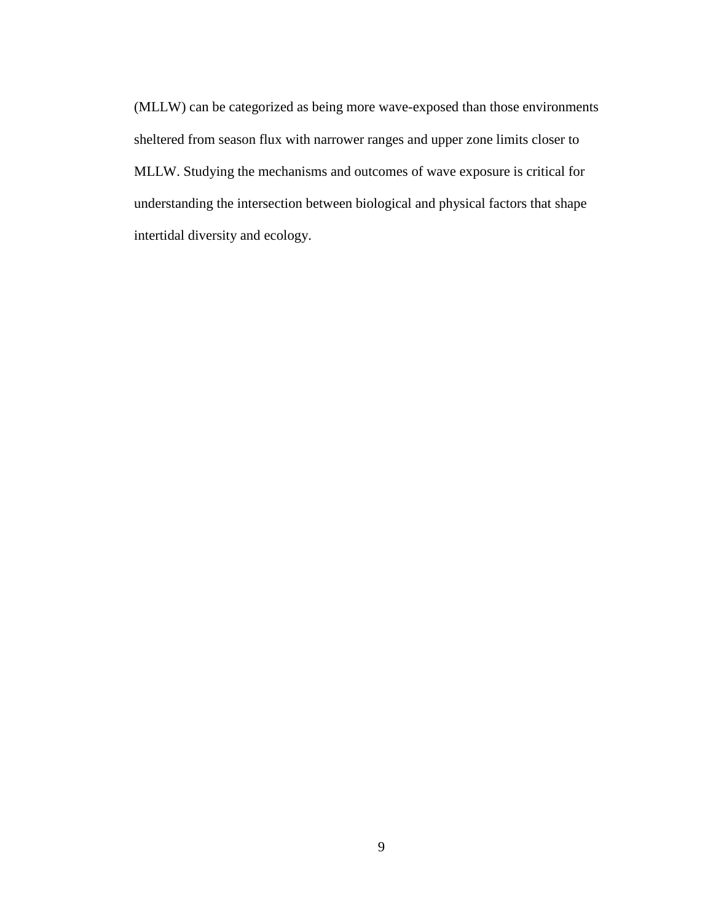(MLLW) can be categorized as being more wave-exposed than those environments sheltered from season flux with narrower ranges and upper zone limits closer to MLLW. Studying the mechanisms and outcomes of wave exposure is critical for understanding the intersection between biological and physical factors that shape intertidal diversity and ecology.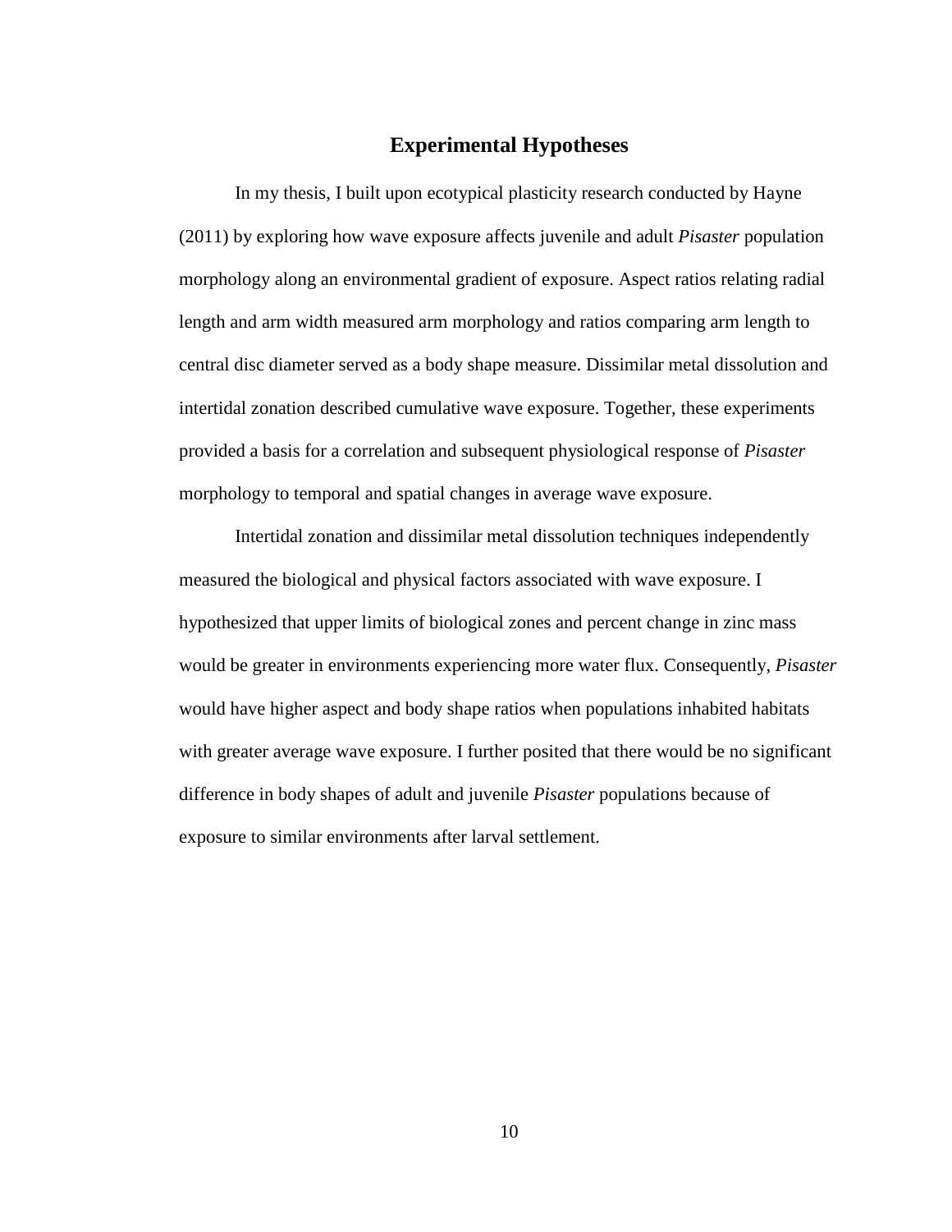## Experimental Hypotheses

In my thesis, I built upon ecotypical plasticity research conducted by Hayne (2011) by exploring how wave exposure affects juvenile and adult *Pisaster* population morphology along an environmental gradient of exposure. Aspect ratios relating radial length and arm width measured arm morphology and ratios comparing arm length to central disc diameter served as a body shape measure. Dissimilar metal dissolution and intertidal zonation described cumulative wave exposure. Together, these experiments provided a basis for a correlation and subsequent physiological response of *Pisaster* morphology to temporal and spatial changes in average wave exposure.

Intertidal zonation and dissimilar metal dissolution techniques independently measured the biological and physical factors associated with wave exposure. I hypothesized that upper limits of biological zones and percent change in zinc mass would be greater in environments experiencing more water flux. Consequently, *Pisaster* would have higher aspect and body shape ratios when populations inhabited habitats with greater average wave exposure. I further posited that there would be no significant difference in body shapes of adult and juvenile *Pisaster* populations because of exposure to similar environments after larval settlement.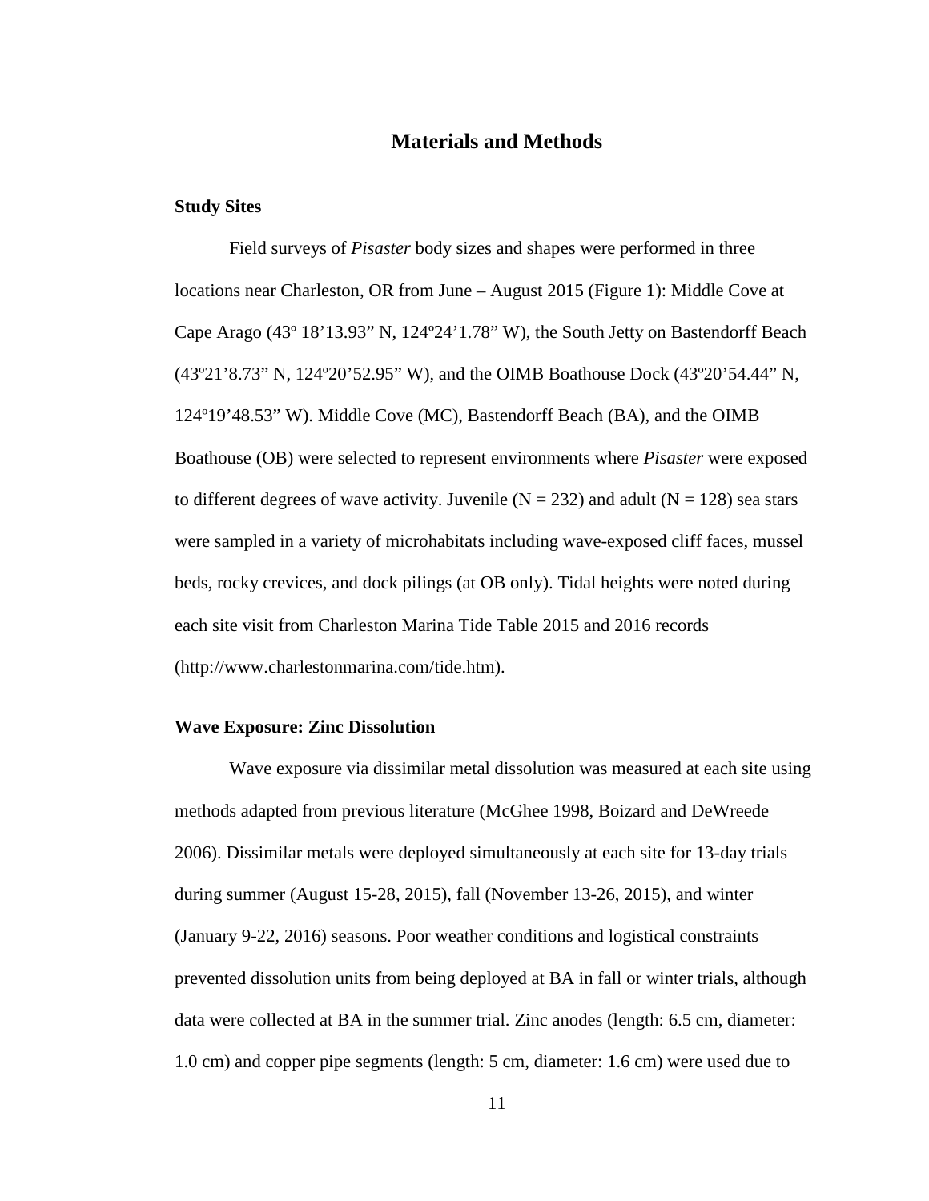# Materials and Methods

### Study Sites

Field surveys of *Pisaster* body sizes and shapes were performed in three locations near Charleston, OR from June – August 2015 (Figure 1): Middle Cove at Cape Arago (43º 18’13.93” N, 124º24’1.78” W), the South Jetty on Bastendorff Beach (43º21’8.73” N, 124º20’52.95” W), and the OIMB Boathouse Dock (43º20’54.44” N, 124º19’48.53” W). Middle Cove (MC), Bastendorff Beach (BA), and the OIMB Boathouse (OB) were selected to represent environments where *Pisaster* were exposed to different degrees of wave activity. Juvenile (N = 232) and adult (N = 128) sea stars were sampled in a variety of microhabitats including wave-exposed cliff faces, mussel beds, rocky crevices, and dock pilings (at OB only). Tidal heights were noted during each site visit from Charleston Marina Tide Table 2015 and 2016 records (http://www.charlestonmarina.com/tide.htm).

### Wave Exposure: Zinc Dissolution

Wave exposure via dissimilar metal dissolution was measured at each site using methods adapted from previous literature (McGhee 1998, Boizard and DeWreede 2006). Dissimilar metals were deployed simultaneously at each site for 13-day trials during summer (August 15-28, 2015), fall (November 13-26, 2015), and winter (January 9-22, 2016) seasons. Poor weather conditions and logistical constraints prevented dissolution units from being deployed at BA in fall or winter trials, although data were collected at BA in the summer trial. Zinc anodes (length: 6.5 cm, diameter: 1.0 cm) and copper pipe segments (length: 5 cm, diameter: 1.6 cm) were used due to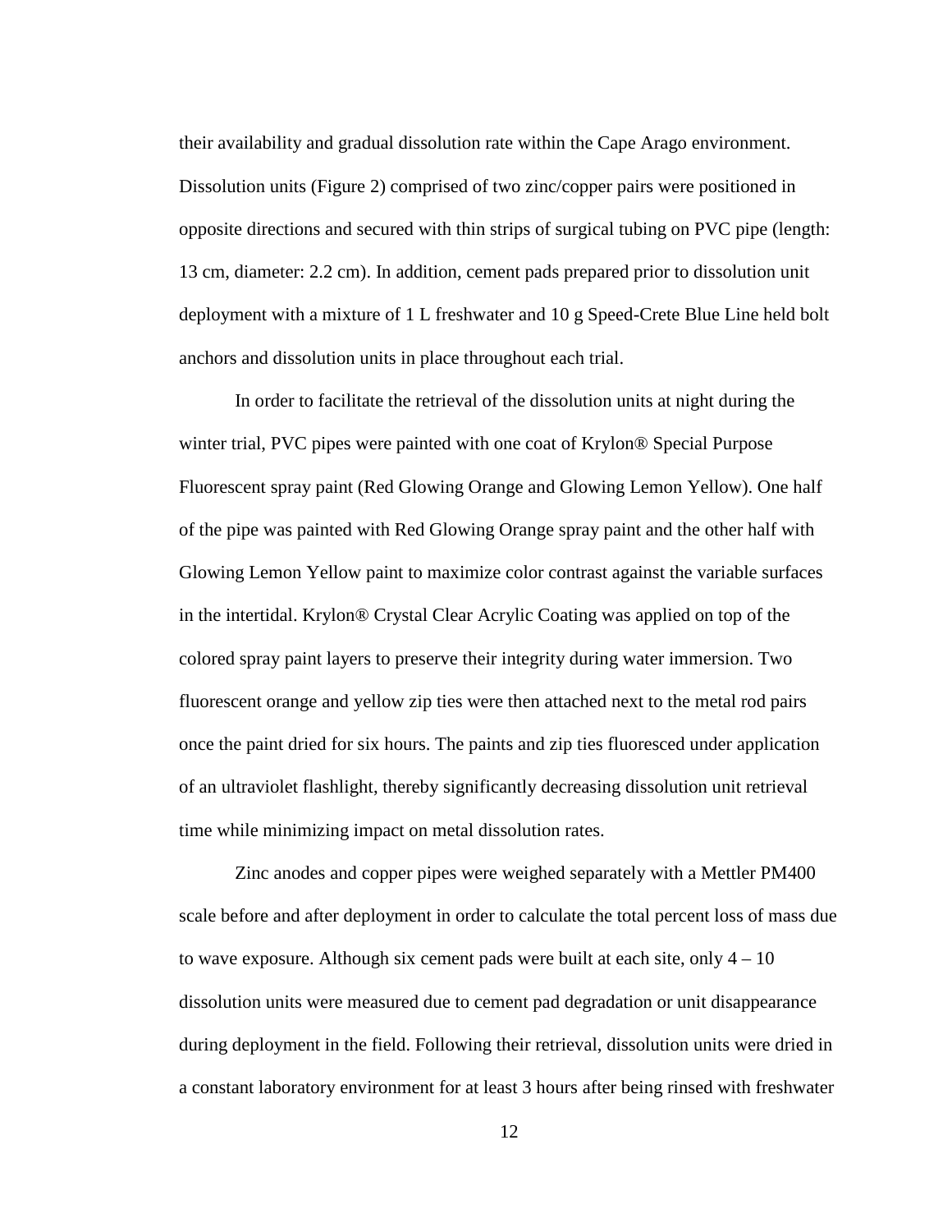their availability and gradual dissolution rate within the Cape Arago environment. Dissolution units (Figure 2) comprised of two zinc/copper pairs were positioned in opposite directions and secured with thin strips of surgical tubing on PVC pipe (length: 13 cm, diameter: 2.2 cm). In addition, cement pads prepared prior to dissolution unit deployment with a mixture of 1 L freshwater and 10 g Speed-Crete Blue Line held bolt anchors and dissolution units in place throughout each trial.

In order to facilitate the retrieval of the dissolution units at night during the winter trial, PVC pipes were painted with one coat of Krylon® Special Purpose Fluorescent spray paint (Red Glowing Orange and Glowing Lemon Yellow). One half of the pipe was painted with Red Glowing Orange spray paint and the other half with Glowing Lemon Yellow paint to maximize color contrast against the variable surfaces in the intertidal. Krylon® Crystal Clear Acrylic Coating was applied on top of the colored spray paint layers to preserve their integrity during water immersion. Two fluorescent orange and yellow zip ties were then attached next to the metal rod pairs once the paint dried for six hours. The paints and zip ties fluoresced under application of an ultraviolet flashlight, thereby significantly decreasing dissolution unit retrieval time while minimizing impact on metal dissolution rates.

Zinc anodes and copper pipes were weighed separately with a Mettler PM400 scale before and after deployment in order to calculate the total percent loss of mass due to wave exposure. Although six cement pads were built at each site, only 4 – 10 dissolution units were measured due to cement pad degradation or unit disappearance during deployment in the field. Following their retrieval, dissolution units were dried in a constant laboratory environment for at least 3 hours after being rinsed with freshwater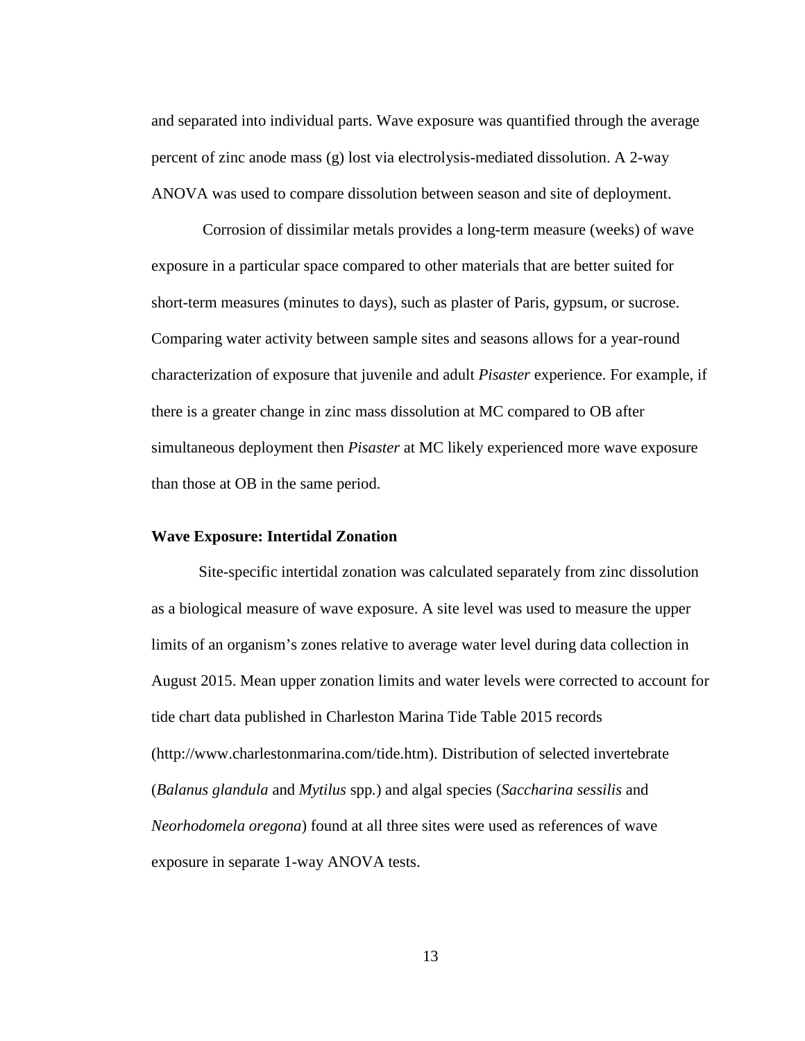and separated into individual parts. Wave exposure was quantified through the average percent of zinc anode mass (g) lost via electrolysis-mediated dissolution. A 2-way ANOVA was used to compare dissolution between season and site of deployment.

Corrosion of dissimilar metals provides a long-term measure (weeks) of wave exposure in a particular space compared to other materials that are better suited for short-term measures (minutes to days), such as plaster of Paris, gypsum, or sucrose. Comparing water activity between sample sites and seasons allows for a year-round characterization of exposure that juvenile and adult *Pisaster* experience. For example, if there is a greater change in zinc mass dissolution at MC compared to OB after simultaneous deployment then *Pisaster* at MC likely experienced more wave exposure than those at OB in the same period.

### Wave Exposure: Intertidal Zonation

Site-specific intertidal zonation was calculated separately from zinc dissolution as a biological measure of wave exposure. A site level was used to measure the upper limits of an organism's zones relative to average water level during data collection in August 2015. Mean upper zonation limits and water levels were corrected to account for tide chart data published in Charleston Marina Tide Table 2015 records (http://www.charlestonmarina.com/tide.htm). Distribution of selected invertebrate (*Balanus glandula* and *Mytilus* spp*.*) and algal species (*Saccharina sessilis* and *Neorhodomela oregona*) found at all three sites were used as references of wave exposure in separate 1-way ANOVA tests.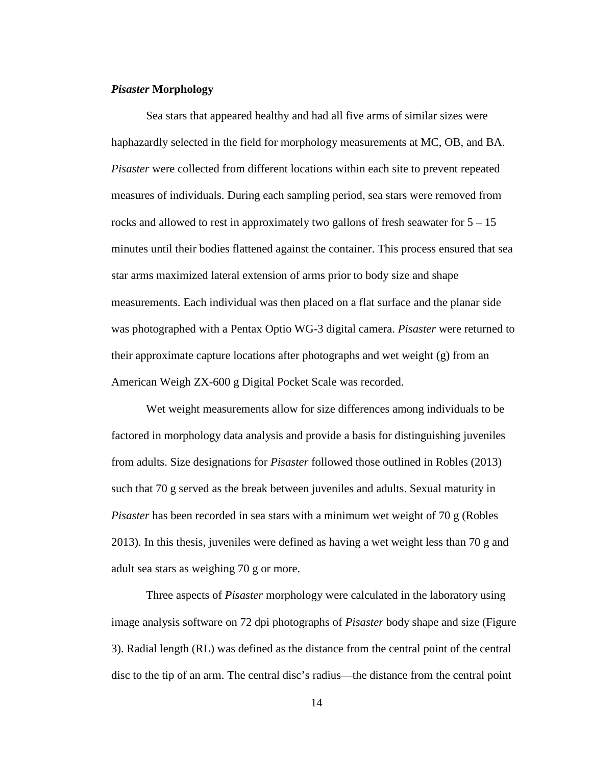### *Pisaster* Morphology

Sea stars that appeared healthy and had all five arms of similar sizes were haphazardly selected in the field for morphology measurements at MC, OB, and BA. *Pisaster* were collected from different locations within each site to prevent repeated measures of individuals. During each sampling period, sea stars were removed from rocks and allowed to rest in approximately two gallons of fresh seawater for 5 – 15 minutes until their bodies flattened against the container. This process ensured that sea star arms maximized lateral extension of arms prior to body size and shape measurements. Each individual was then placed on a flat surface and the planar side was photographed with a Pentax Optio WG-3 digital camera. *Pisaster* were returned to their approximate capture locations after photographs and wet weight (g) from an American Weigh ZX-600 g Digital Pocket Scale was recorded.

Wet weight measurements allow for size differences among individuals to be factored in morphology data analysis and provide a basis for distinguishing juveniles from adults. Size designations for *Pisaster* followed those outlined in Robles (2013) such that 70 g served as the break between juveniles and adults. Sexual maturity in *Pisaster* has been recorded in sea stars with a minimum wet weight of 70 g (Robles 2013). In this thesis, juveniles were defined as having a wet weight less than 70 g and adult sea stars as weighing 70 g or more.

Three aspects of *Pisaster* morphology were calculated in the laboratory using image analysis software on 72 dpi photographs of *Pisaster* body shape and size (Figure 3). Radial length (RL) was defined as the distance from the central point of the central disc to the tip of an arm. The central disc's radius—the distance from the central point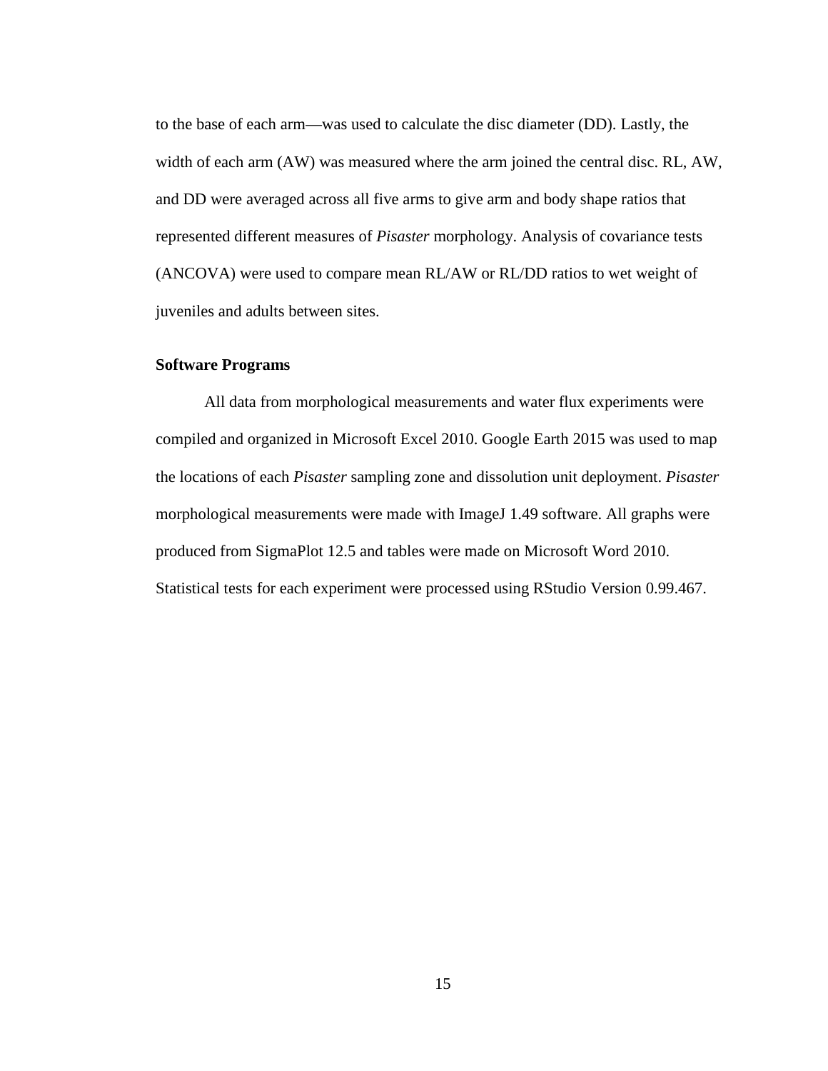to the base of each arm—was used to calculate the disc diameter (DD). Lastly, the width of each arm (AW) was measured where the arm joined the central disc. RL, AW, and DD were averaged across all five arms to give arm and body shape ratios that represented different measures of *Pisaster* morphology. Analysis of covariance tests (ANCOVA) were used to compare mean RL/AW or RL/DD ratios to wet weight of juveniles and adults between sites.

**Software Programs**

All data from morphological measurements and water flux experiments were compiled and organized in Microsoft Excel 2010. Google Earth 2015 was used to map the locations of each *Pisaster* sampling zone and dissolution unit deployment. *Pisaster* morphological measurements were made with ImageJ 1.49 software. All graphs were produced from SigmaPlot 12.5 and tables were made on Microsoft Word 2010. Statistical tests for each experiment were processed using RStudio Version 0.99.467.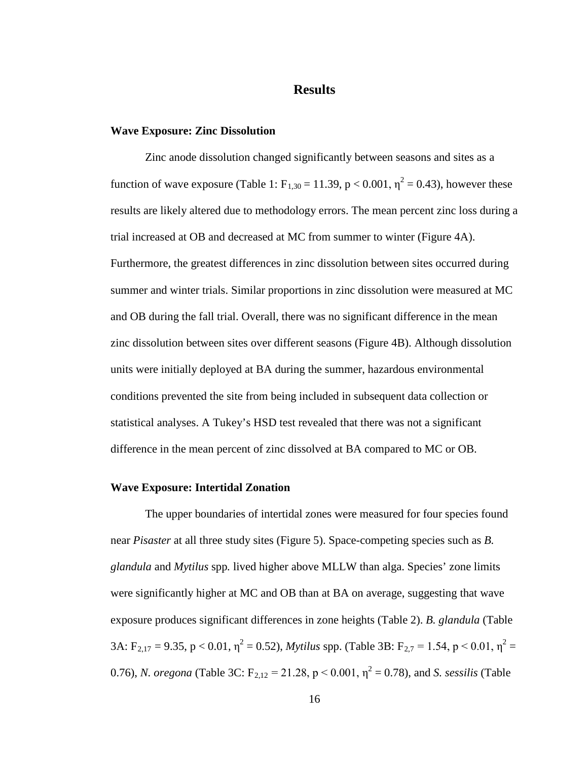# Results

### Wave Exposure: Zinc Dissolution

Zinc anode dissolution changed significantly between seasons and sites as a function of wave exposure (Table 1: $F_{1,30} = 11.39$, $p < 0.001$, $\eta^2 = 0.43$), however these results are likely altered due to methodology errors. The mean percent zinc loss during a trial increased at OB and decreased at MC from summer to winter (Figure 4A). Furthermore, the greatest differences in zinc dissolution between sites occurred during summer and winter trials. Similar proportions in zinc dissolution were measured at MC and OB during the fall trial. Overall, there was no significant difference in the mean zinc dissolution between sites over different seasons (Figure 4B). Although dissolution units were initially deployed at BA during the summer, hazardous environmental conditions prevented the site from being included in subsequent data collection or statistical analyses. A Tukey's HSD test revealed that there was not a significant difference in the mean percent of zinc dissolved at BA compared to MC or OB.

### Wave Exposure: Intertidal Zonation

The upper boundaries of intertidal zones were measured for four species found near *Pisaster* at all three study sites (Figure 5). Space-competing species such as *B. glandula* and *Mytilus* spp. lived higher above MLLW than alga. Species' zone limits were significantly higher at MC and OB than at BA on average, suggesting that wave exposure produces significant differences in zone heights (Table 2). *B. glandula* (Table 3A: $F_{2,17} = 9.35$, $p < 0.01$, $\eta^2 = 0.52$), *Mytilus* spp. (Table 3B: $F_{2,7} = 1.54$, $p < 0.01$, $\eta^2 = 0.76$), *N. oregona* (Table 3C: $F_{2,12} = 21.28$, $p < 0.001$, $\eta^2 = 0.78$), and *S. sessilis* (Table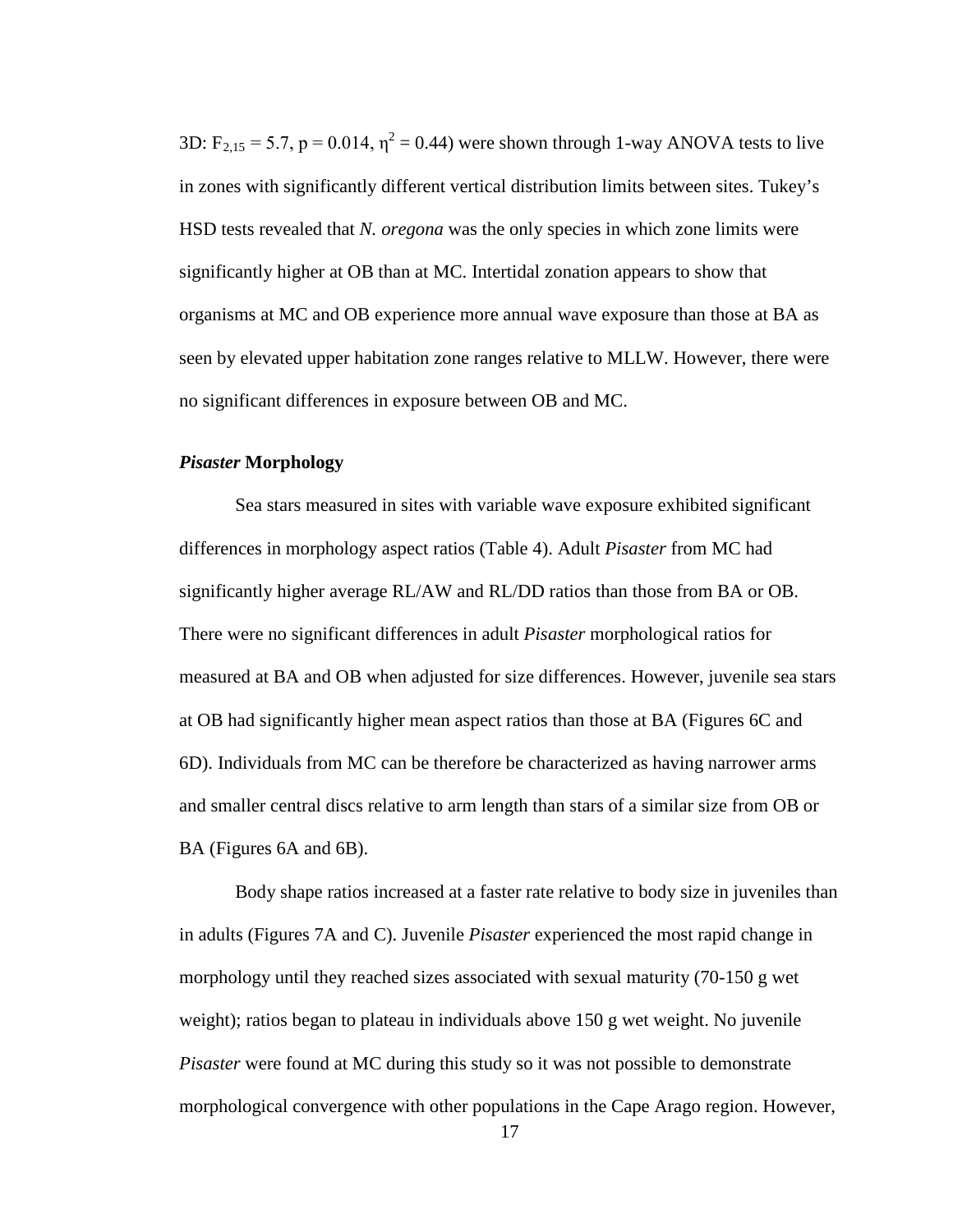3D: $F_{2,15} = 5.7$, $p = 0.014$, $\eta^2 = 0.44$) were shown through 1-way ANOVA tests to live in zones with significantly different vertical distribution limits between sites. Tukey's HSD tests revealed that *N. oregona* was the only species in which zone limits were significantly higher at OB than at MC. Intertidal zonation appears to show that organisms at MC and OB experience more annual wave exposure than those at BA as seen by elevated upper habitation zone ranges relative to MLLW. However, there were no significant differences in exposure between OB and MC.

### *Pisaster* Morphology

Sea stars measured in sites with variable wave exposure exhibited significant differences in morphology aspect ratios (Table 4). Adult *Pisaster* from MC had significantly higher average RL/AW and RL/DD ratios than those from BA or OB. There were no significant differences in adult *Pisaster* morphological ratios for measured at BA and OB when adjusted for size differences. However, juvenile sea stars at OB had significantly higher mean aspect ratios than those at BA (Figures 6C and 6D). Individuals from MC can be therefore be characterized as having narrower arms and smaller central discs relative to arm length than stars of a similar size from OB or BA (Figures 6A and 6B).

Body shape ratios increased at a faster rate relative to body size in juveniles than in adults (Figures 7A and C). Juvenile *Pisaster* experienced the most rapid change in morphology until they reached sizes associated with sexual maturity (70-150 g wet weight); ratios began to plateau in individuals above 150 g wet weight. No juvenile *Pisaster* were found at MC during this study so it was not possible to demonstrate morphological convergence with other populations in the Cape Arago region. However,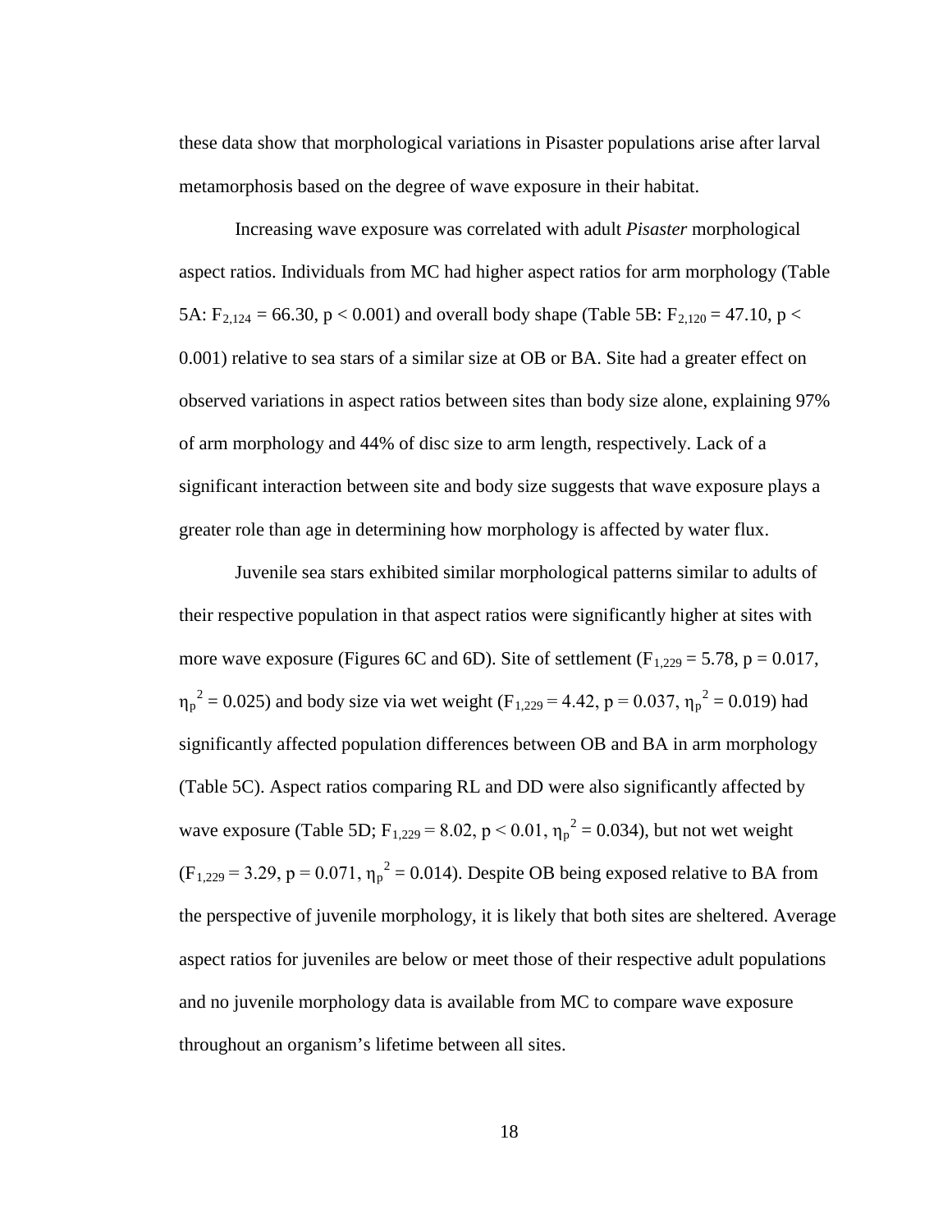these data show that morphological variations in Pisaster populations arise after larval metamorphosis based on the degree of wave exposure in their habitat.

Increasing wave exposure was correlated with adult *Pisaster* morphological aspect ratios. Individuals from MC had higher aspect ratios for arm morphology (Table 5A: $F_{2,124} = 66.30$, $p < 0.001$) and overall body shape (Table 5B: $F_{2,120} = 47.10$, $p < 0.001$) relative to sea stars of a similar size at OB or BA. Site had a greater effect on observed variations in aspect ratios between sites than body size alone, explaining 97% of arm morphology and 44% of disc size to arm length, respectively. Lack of a significant interaction between site and body size suggests that wave exposure plays a greater role than age in determining how morphology is affected by water flux.

Juvenile sea stars exhibited similar morphological patterns similar to adults of their respective population in that aspect ratios were significantly higher at sites with more wave exposure (Figures 6C and 6D). Site of settlement ($F_{1,229} = 5.78$, $p = 0.017$, $\eta_p^2 = 0.025$) and body size via wet weight ($F_{1,229} = 4.42$, $p = 0.037$, $\eta_p^2 = 0.019$) had significantly affected population differences between OB and BA in arm morphology (Table 5C). Aspect ratios comparing RL and DD were also significantly affected by wave exposure (Table 5D; $F_{1,229} = 8.02$, $p < 0.01$, $\eta_p^2 = 0.034$), but not wet weight ($F_{1,229} = 3.29$, $p = 0.071$, $\eta_p^2 = 0.014$). Despite OB being exposed relative to BA from the perspective of juvenile morphology, it is likely that both sites are sheltered. Average aspect ratios for juveniles are below or meet those of their respective adult populations and no juvenile morphology data is available from MC to compare wave exposure throughout an organism's lifetime between all sites.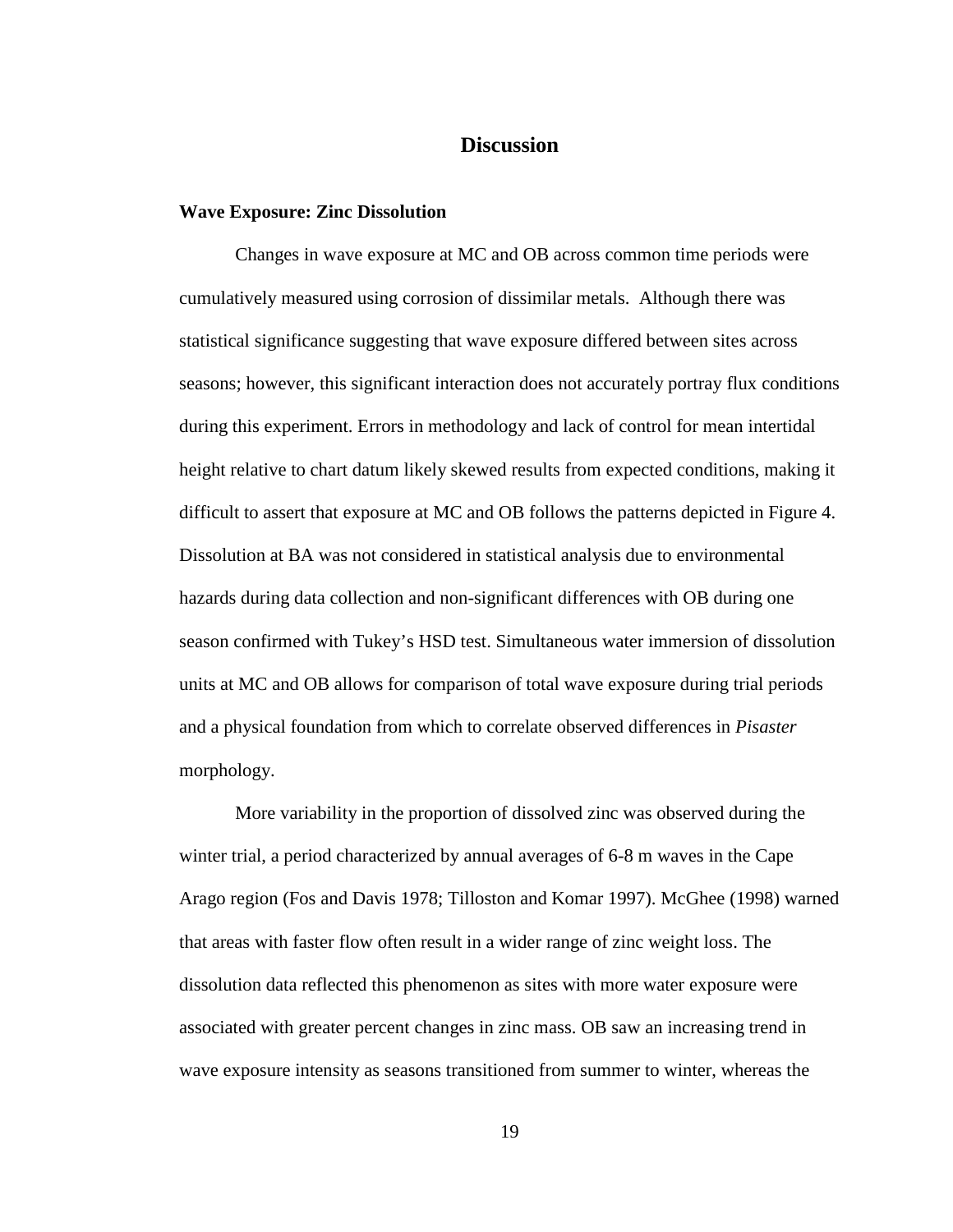# Discussion

## Wave Exposure: Zinc Dissolution

Changes in wave exposure at MC and OB across common time periods were cumulatively measured using corrosion of dissimilar metals. Although there was statistical significance suggesting that wave exposure differed between sites across seasons; however, this significant interaction does not accurately portray flux conditions during this experiment. Errors in methodology and lack of control for mean intertidal height relative to chart datum likely skewed results from expected conditions, making it difficult to assert that exposure at MC and OB follows the patterns depicted in Figure 4. Dissolution at BA was not considered in statistical analysis due to environmental hazards during data collection and non-significant differences with OB during one season confirmed with Tukey's HSD test. Simultaneous water immersion of dissolution units at MC and OB allows for comparison of total wave exposure during trial periods and a physical foundation from which to correlate observed differences in *Pisaster* morphology.

More variability in the proportion of dissolved zinc was observed during the winter trial, a period characterized by annual averages of 6-8 m waves in the Cape Arago region (Fos and Davis 1978; Tilloston and Komar 1997). McGhee (1998) warned that areas with faster flow often result in a wider range of zinc weight loss. The dissolution data reflected this phenomenon as sites with more water exposure were associated with greater percent changes in zinc mass. OB saw an increasing trend in wave exposure intensity as seasons transitioned from summer to winter, whereas the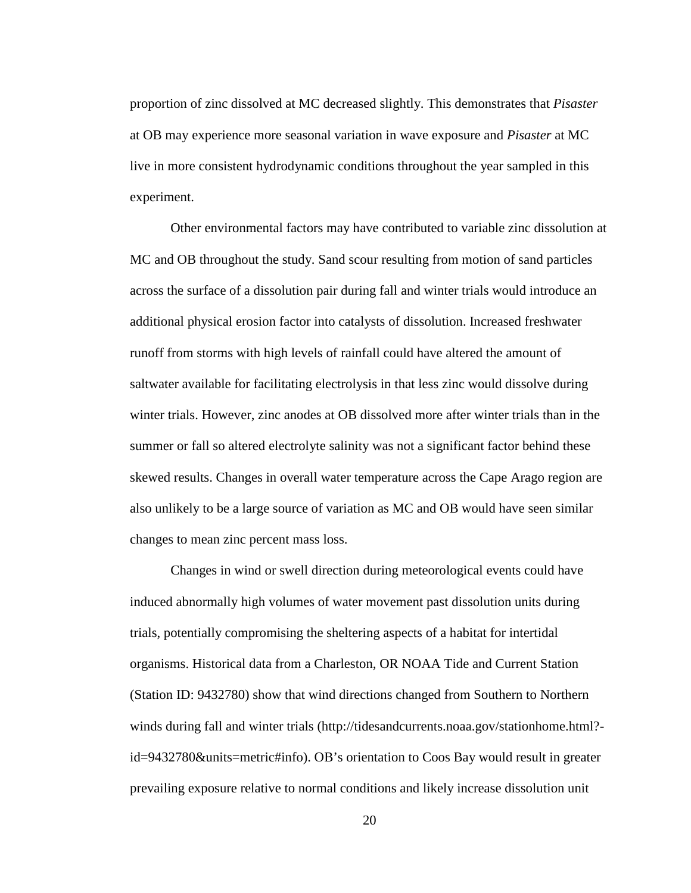proportion of zinc dissolved at MC decreased slightly. This demonstrates that *Pisaster* at OB may experience more seasonal variation in wave exposure and *Pisaster* at MC live in more consistent hydrodynamic conditions throughout the year sampled in this experiment.

Other environmental factors may have contributed to variable zinc dissolution at MC and OB throughout the study. Sand scour resulting from motion of sand particles across the surface of a dissolution pair during fall and winter trials would introduce an additional physical erosion factor into catalysts of dissolution. Increased freshwater runoff from storms with high levels of rainfall could have altered the amount of saltwater available for facilitating electrolysis in that less zinc would dissolve during winter trials. However, zinc anodes at OB dissolved more after winter trials than in the summer or fall so altered electrolyte salinity was not a significant factor behind these skewed results. Changes in overall water temperature across the Cape Arago region are also unlikely to be a large source of variation as MC and OB would have seen similar changes to mean zinc percent mass loss.

Changes in wind or swell direction during meteorological events could have induced abnormally high volumes of water movement past dissolution units during trials, potentially compromising the sheltering aspects of a habitat for intertidal organisms. Historical data from a Charleston, OR NOAA Tide and Current Station (Station ID: 9432780) show that wind directions changed from Southern to Northern winds during fall and winter trials (http://tidesandcurrents.noaa.gov/stationhome.html?-id=9432780&units=metric#info). OB's orientation to Coos Bay would result in greater prevailing exposure relative to normal conditions and likely increase dissolution unit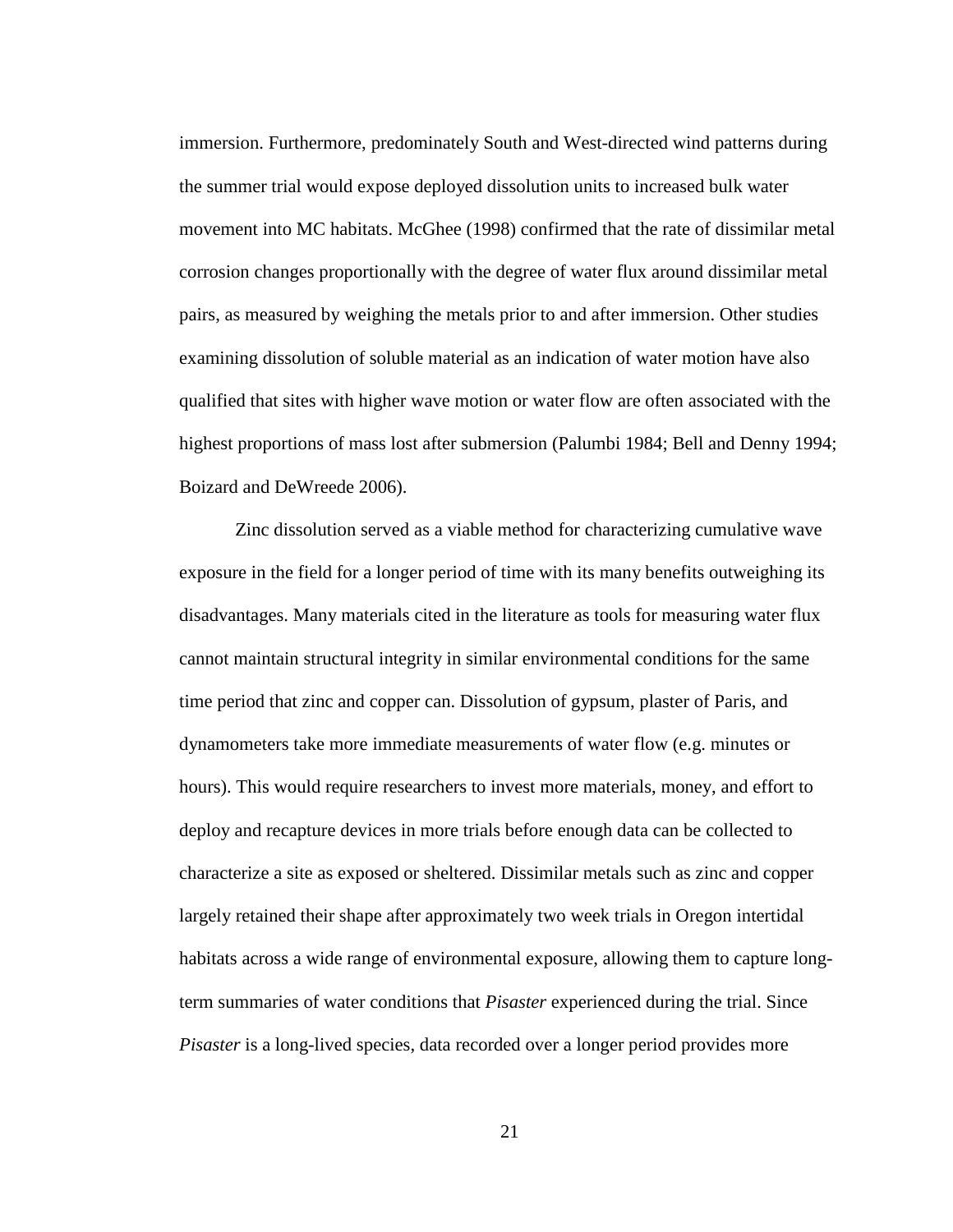immersion. Furthermore, predominately South and West-directed wind patterns during the summer trial would expose deployed dissolution units to increased bulk water movement into MC habitats. McGhee (1998) confirmed that the rate of dissimilar metal corrosion changes proportionally with the degree of water flux around dissimilar metal pairs, as measured by weighing the metals prior to and after immersion. Other studies examining dissolution of soluble material as an indication of water motion have also qualified that sites with higher wave motion or water flow are often associated with the highest proportions of mass lost after submersion (Palumbi 1984; Bell and Denny 1994; Boizard and DeWreede 2006).

Zinc dissolution served as a viable method for characterizing cumulative wave exposure in the field for a longer period of time with its many benefits outweighing its disadvantages. Many materials cited in the literature as tools for measuring water flux cannot maintain structural integrity in similar environmental conditions for the same time period that zinc and copper can. Dissolution of gypsum, plaster of Paris, and dynamometers take more immediate measurements of water flow (e.g. minutes or hours). This would require researchers to invest more materials, money, and effort to deploy and recapture devices in more trials before enough data can be collected to characterize a site as exposed or sheltered. Dissimilar metals such as zinc and copper largely retained their shape after approximately two week trials in Oregon intertidal habitats across a wide range of environmental exposure, allowing them to capture long-term summaries of water conditions that *Pisaster* experienced during the trial. Since *Pisaster* is a long-lived species, data recorded over a longer period provides more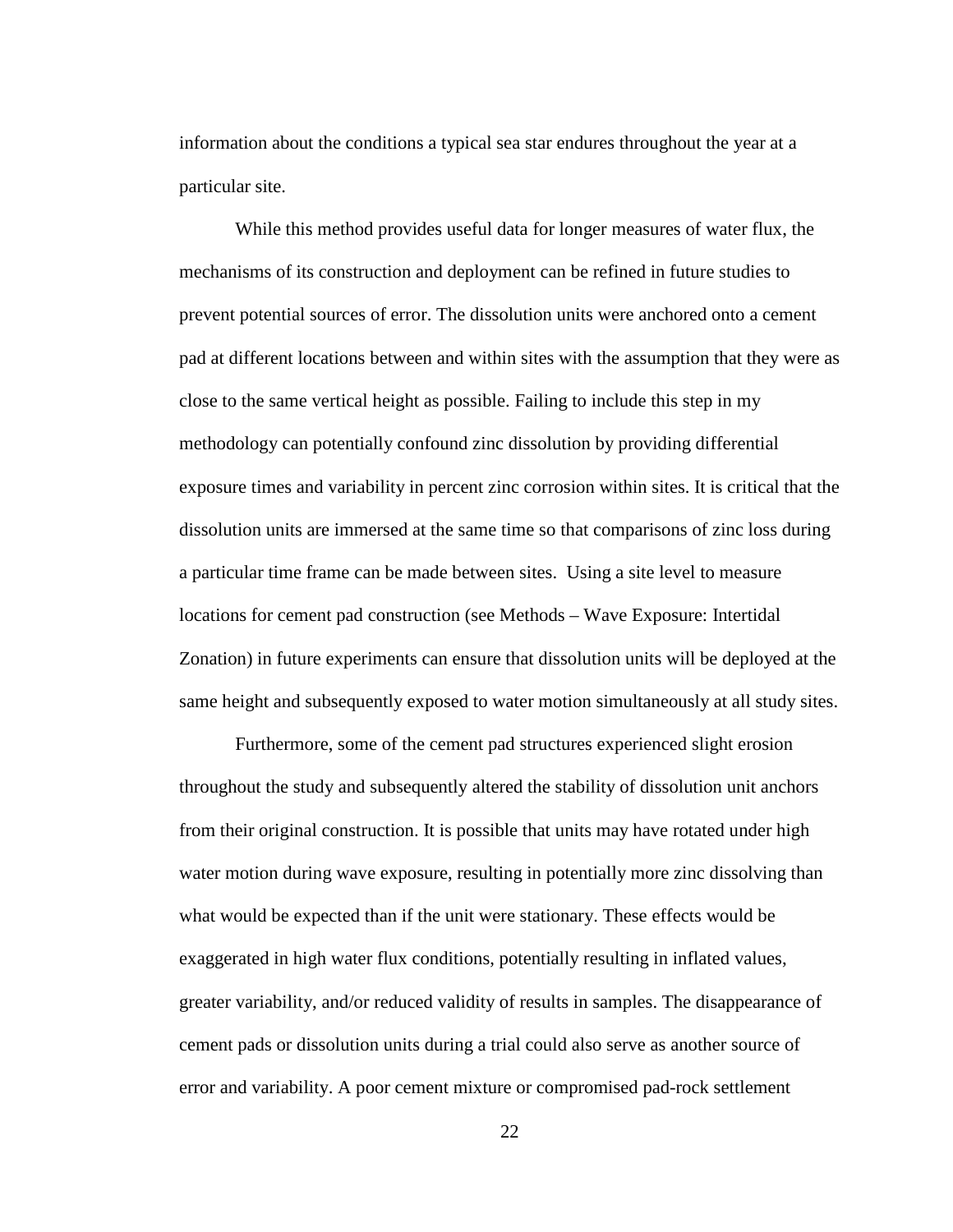information about the conditions a typical sea star endures throughout the year at a particular site.

While this method provides useful data for longer measures of water flux, the mechanisms of its construction and deployment can be refined in future studies to prevent potential sources of error. The dissolution units were anchored onto a cement pad at different locations between and within sites with the assumption that they were as close to the same vertical height as possible. Failing to include this step in my methodology can potentially confound zinc dissolution by providing differential exposure times and variability in percent zinc corrosion within sites. It is critical that the dissolution units are immersed at the same time so that comparisons of zinc loss during a particular time frame can be made between sites.  Using a site level to measure locations for cement pad construction (see Methods – Wave Exposure: Intertidal Zonation) in future experiments can ensure that dissolution units will be deployed at the same height and subsequently exposed to water motion simultaneously at all study sites.

Furthermore, some of the cement pad structures experienced slight erosion throughout the study and subsequently altered the stability of dissolution unit anchors from their original construction. It is possible that units may have rotated under high water motion during wave exposure, resulting in potentially more zinc dissolving than what would be expected than if the unit were stationary. These effects would be exaggerated in high water flux conditions, potentially resulting in inflated values, greater variability, and/or reduced validity of results in samples. The disappearance of cement pads or dissolution units during a trial could also serve as another source of error and variability. A poor cement mixture or compromised pad-rock settlement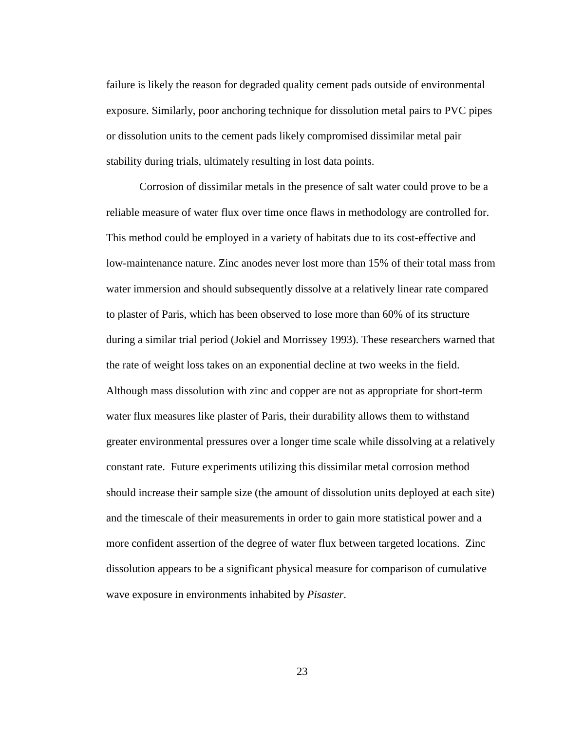failure is likely the reason for degraded quality cement pads outside of environmental exposure. Similarly, poor anchoring technique for dissolution metal pairs to PVC pipes or dissolution units to the cement pads likely compromised dissimilar metal pair stability during trials, ultimately resulting in lost data points.

Corrosion of dissimilar metals in the presence of salt water could prove to be a reliable measure of water flux over time once flaws in methodology are controlled for. This method could be employed in a variety of habitats due to its cost-effective and low-maintenance nature. Zinc anodes never lost more than 15% of their total mass from water immersion and should subsequently dissolve at a relatively linear rate compared to plaster of Paris, which has been observed to lose more than 60% of its structure during a similar trial period (Jokiel and Morrissey 1993). These researchers warned that the rate of weight loss takes on an exponential decline at two weeks in the field. Although mass dissolution with zinc and copper are not as appropriate for short-term water flux measures like plaster of Paris, their durability allows them to withstand greater environmental pressures over a longer time scale while dissolving at a relatively constant rate. Future experiments utilizing this dissimilar metal corrosion method should increase their sample size (the amount of dissolution units deployed at each site) and the timescale of their measurements in order to gain more statistical power and a more confident assertion of the degree of water flux between targeted locations. Zinc dissolution appears to be a significant physical measure for comparison of cumulative wave exposure in environments inhabited by *Pisaster*.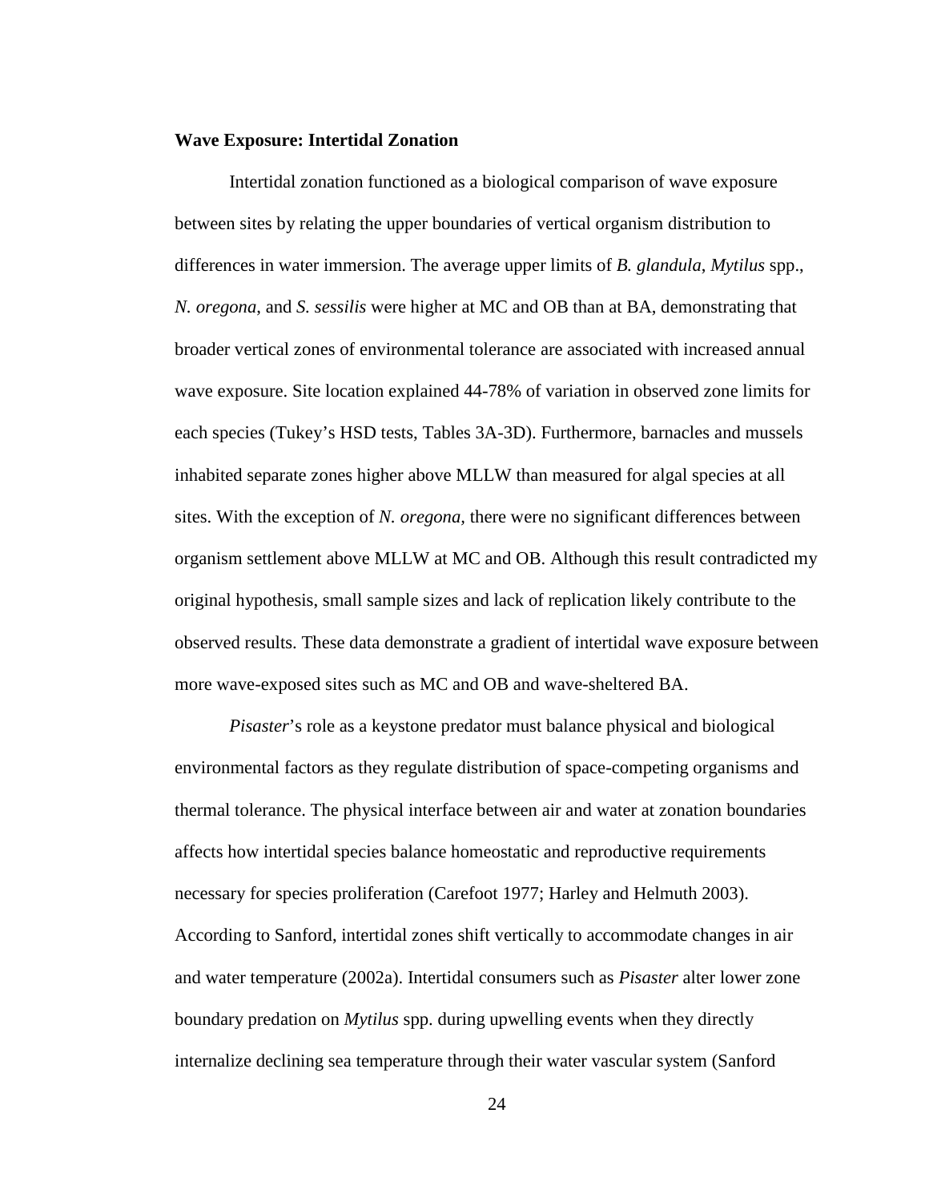**Wave Exposure: Intertidal Zonation**

Intertidal zonation functioned as a biological comparison of wave exposure between sites by relating the upper boundaries of vertical organism distribution to differences in water immersion. The average upper limits of *B. glandula*, *Mytilus* spp., *N. oregona*, and *S. sessilis* were higher at MC and OB than at BA, demonstrating that broader vertical zones of environmental tolerance are associated with increased annual wave exposure. Site location explained 44-78% of variation in observed zone limits for each species (Tukey's HSD tests, Tables 3A-3D). Furthermore, barnacles and mussels inhabited separate zones higher above MLLW than measured for algal species at all sites. With the exception of *N. oregona*, there were no significant differences between organism settlement above MLLW at MC and OB. Although this result contradicted my original hypothesis, small sample sizes and lack of replication likely contribute to the observed results. These data demonstrate a gradient of intertidal wave exposure between more wave-exposed sites such as MC and OB and wave-sheltered BA.

*Pisaster*'s role as a keystone predator must balance physical and biological environmental factors as they regulate distribution of space-competing organisms and thermal tolerance. The physical interface between air and water at zonation boundaries affects how intertidal species balance homeostatic and reproductive requirements necessary for species proliferation (Carefoot 1977; Harley and Helmuth 2003). According to Sanford, intertidal zones shift vertically to accommodate changes in air and water temperature (2002a). Intertidal consumers such as *Pisaster* alter lower zone boundary predation on *Mytilus* spp. during upwelling events when they directly internalize declining sea temperature through their water vascular system (Sanford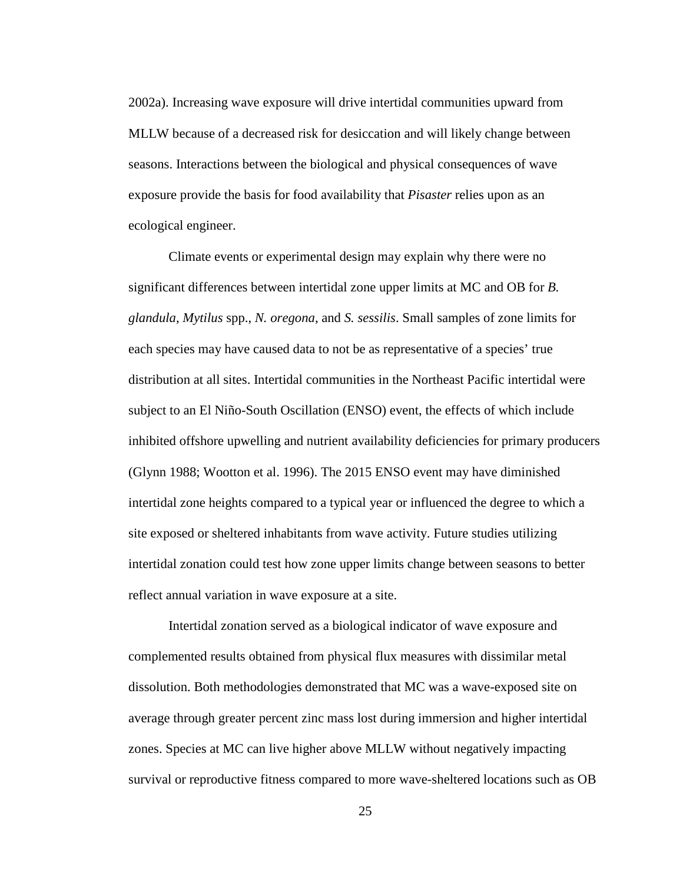2002a). Increasing wave exposure will drive intertidal communities upward from MLLW because of a decreased risk for desiccation and will likely change between seasons. Interactions between the biological and physical consequences of wave exposure provide the basis for food availability that *Pisaster* relies upon as an ecological engineer.

Climate events or experimental design may explain why there were no significant differences between intertidal zone upper limits at MC and OB for *B. glandula*, *Mytilus* spp., *N. oregona*, and *S. sessilis*. Small samples of zone limits for each species may have caused data to not be as representative of a species' true distribution at all sites. Intertidal communities in the Northeast Pacific intertidal were subject to an El Niño-South Oscillation (ENSO) event, the effects of which include inhibited offshore upwelling and nutrient availability deficiencies for primary producers (Glynn 1988; Wootton et al. 1996). The 2015 ENSO event may have diminished intertidal zone heights compared to a typical year or influenced the degree to which a site exposed or sheltered inhabitants from wave activity. Future studies utilizing intertidal zonation could test how zone upper limits change between seasons to better reflect annual variation in wave exposure at a site.

Intertidal zonation served as a biological indicator of wave exposure and complemented results obtained from physical flux measures with dissimilar metal dissolution. Both methodologies demonstrated that MC was a wave-exposed site on average through greater percent zinc mass lost during immersion and higher intertidal zones. Species at MC can live higher above MLLW without negatively impacting survival or reproductive fitness compared to more wave-sheltered locations such as OB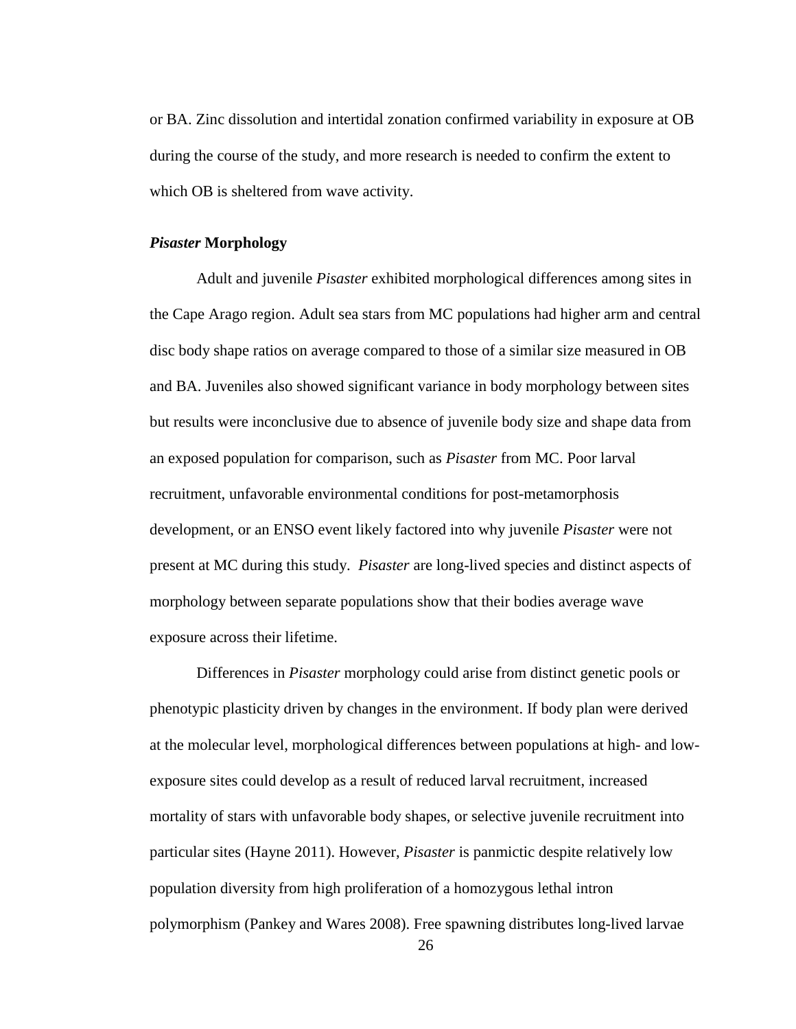or BA. Zinc dissolution and intertidal zonation confirmed variability in exposure at OB during the course of the study, and more research is needed to confirm the extent to which OB is sheltered from wave activity.

### *Pisaster* Morphology

Adult and juvenile *Pisaster* exhibited morphological differences among sites in the Cape Arago region. Adult sea stars from MC populations had higher arm and central disc body shape ratios on average compared to those of a similar size measured in OB and BA. Juveniles also showed significant variance in body morphology between sites but results were inconclusive due to absence of juvenile body size and shape data from an exposed population for comparison, such as *Pisaster* from MC. Poor larval recruitment, unfavorable environmental conditions for post-metamorphosis development, or an ENSO event likely factored into why juvenile *Pisaster* were not present at MC during this study. *Pisaster* are long-lived species and distinct aspects of morphology between separate populations show that their bodies average wave exposure across their lifetime.

Differences in *Pisaster* morphology could arise from distinct genetic pools or phenotypic plasticity driven by changes in the environment. If body plan were derived at the molecular level, morphological differences between populations at high- and low-exposure sites could develop as a result of reduced larval recruitment, increased mortality of stars with unfavorable body shapes, or selective juvenile recruitment into particular sites (Hayne 2011). However, *Pisaster* is panmictic despite relatively low population diversity from high proliferation of a homozygous lethal intron polymorphism (Pankey and Wares 2008). Free spawning distributes long-lived larvae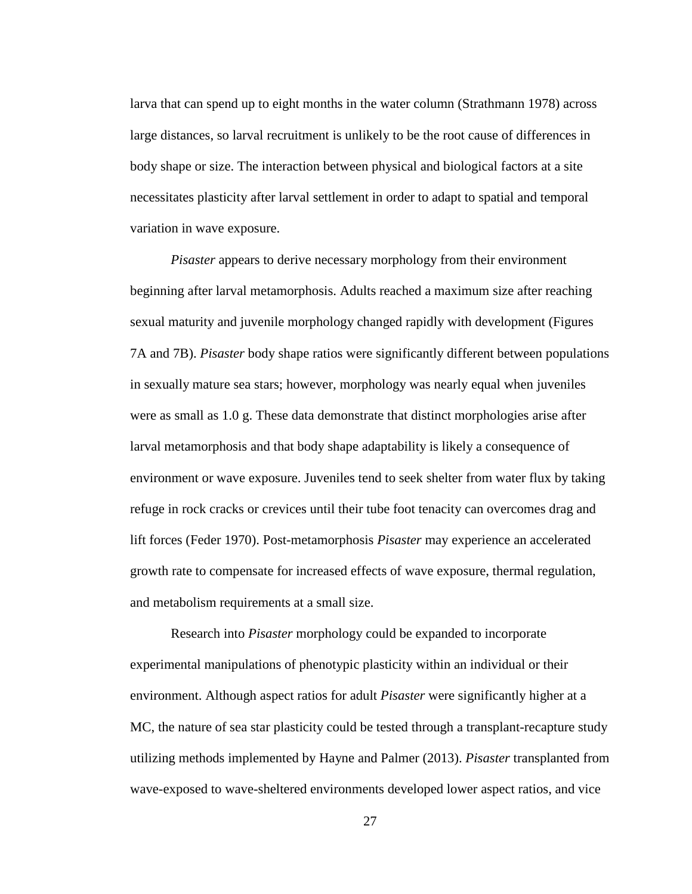larva that can spend up to eight months in the water column (Strathmann 1978) across large distances, so larval recruitment is unlikely to be the root cause of differences in body shape or size. The interaction between physical and biological factors at a site necessitates plasticity after larval settlement in order to adapt to spatial and temporal variation in wave exposure.

*Pisaster* appears to derive necessary morphology from their environment beginning after larval metamorphosis. Adults reached a maximum size after reaching sexual maturity and juvenile morphology changed rapidly with development (Figures 7A and 7B). *Pisaster* body shape ratios were significantly different between populations in sexually mature sea stars; however, morphology was nearly equal when juveniles were as small as 1.0 g. These data demonstrate that distinct morphologies arise after larval metamorphosis and that body shape adaptability is likely a consequence of environment or wave exposure. Juveniles tend to seek shelter from water flux by taking refuge in rock cracks or crevices until their tube foot tenacity can overcomes drag and lift forces (Feder 1970). Post-metamorphosis *Pisaster* may experience an accelerated growth rate to compensate for increased effects of wave exposure, thermal regulation, and metabolism requirements at a small size.

Research into *Pisaster* morphology could be expanded to incorporate experimental manipulations of phenotypic plasticity within an individual or their environment. Although aspect ratios for adult *Pisaster* were significantly higher at a MC, the nature of sea star plasticity could be tested through a transplant-recapture study utilizing methods implemented by Hayne and Palmer (2013). *Pisaster* transplanted from wave-exposed to wave-sheltered environments developed lower aspect ratios, and vice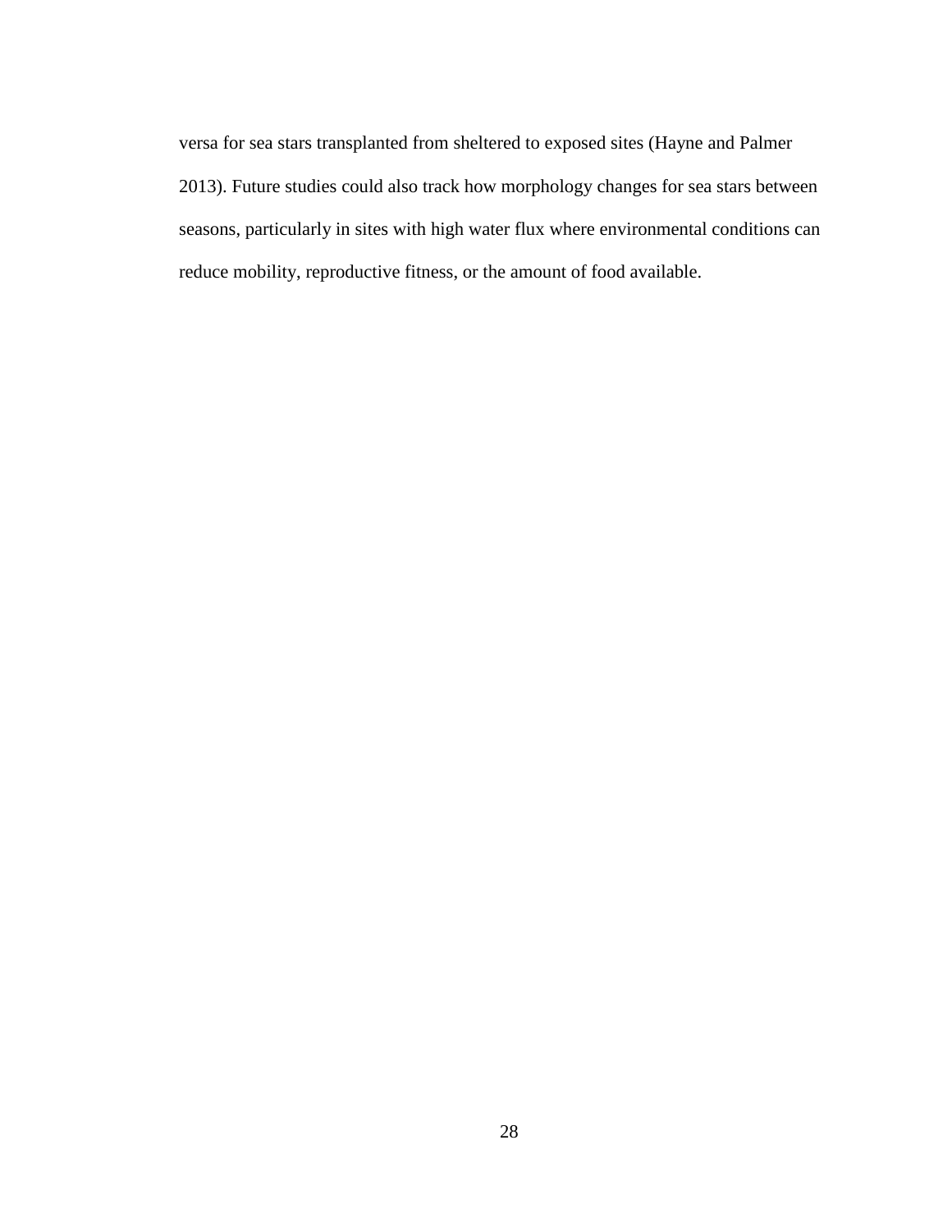versa for sea stars transplanted from sheltered to exposed sites (Hayne and Palmer 2013). Future studies could also track how morphology changes for sea stars between seasons, particularly in sites with high water flux where environmental conditions can reduce mobility, reproductive fitness, or the amount of food available.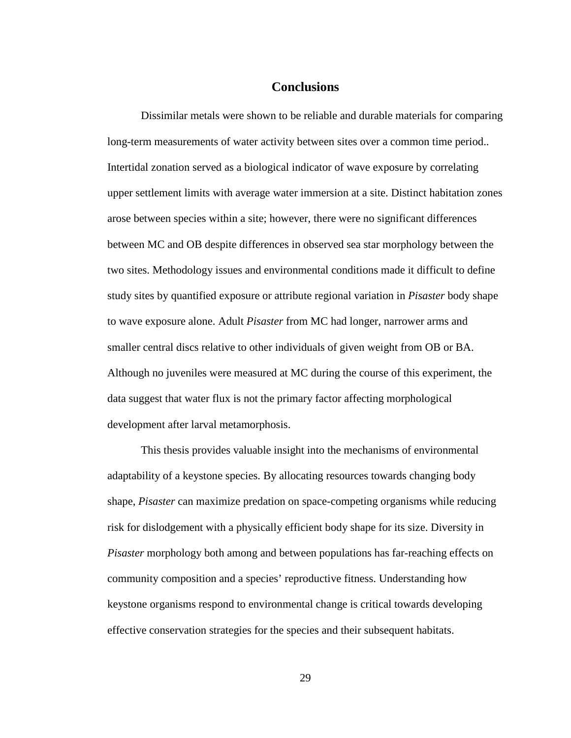## Conclusions

Dissimilar metals were shown to be reliable and durable materials for comparing long-term measurements of water activity between sites over a common time period.. Intertidal zonation served as a biological indicator of wave exposure by correlating upper settlement limits with average water immersion at a site. Distinct habitation zones arose between species within a site; however, there were no significant differences between MC and OB despite differences in observed sea star morphology between the two sites. Methodology issues and environmental conditions made it difficult to define study sites by quantified exposure or attribute regional variation in *Pisaster* body shape to wave exposure alone. Adult *Pisaster* from MC had longer, narrower arms and smaller central discs relative to other individuals of given weight from OB or BA. Although no juveniles were measured at MC during the course of this experiment, the data suggest that water flux is not the primary factor affecting morphological development after larval metamorphosis.

This thesis provides valuable insight into the mechanisms of environmental adaptability of a keystone species. By allocating resources towards changing body shape, *Pisaster* can maximize predation on space-competing organisms while reducing risk for dislodgement with a physically efficient body shape for its size. Diversity in *Pisaster* morphology both among and between populations has far-reaching effects on community composition and a species' reproductive fitness. Understanding how keystone organisms respond to environmental change is critical towards developing effective conservation strategies for the species and their subsequent habitats.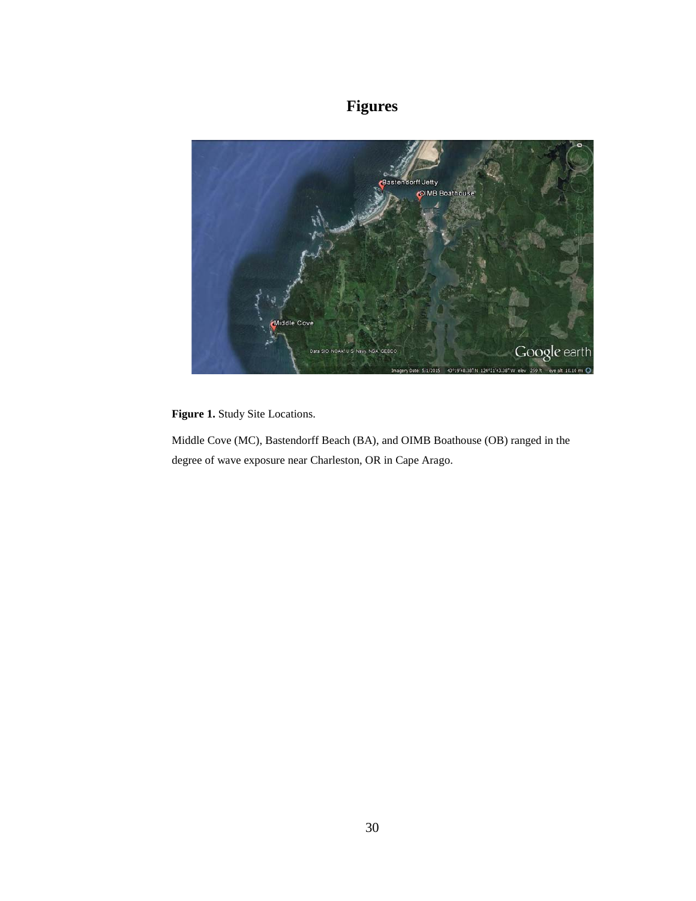# Figures

**Figure 1.** Study Site Locations.

Middle Cove (MC), Bastendorff Beach (BA), and OIMB Boathouse (OB) ranged in the degree of wave exposure near Charleston, OR in Cape Arago.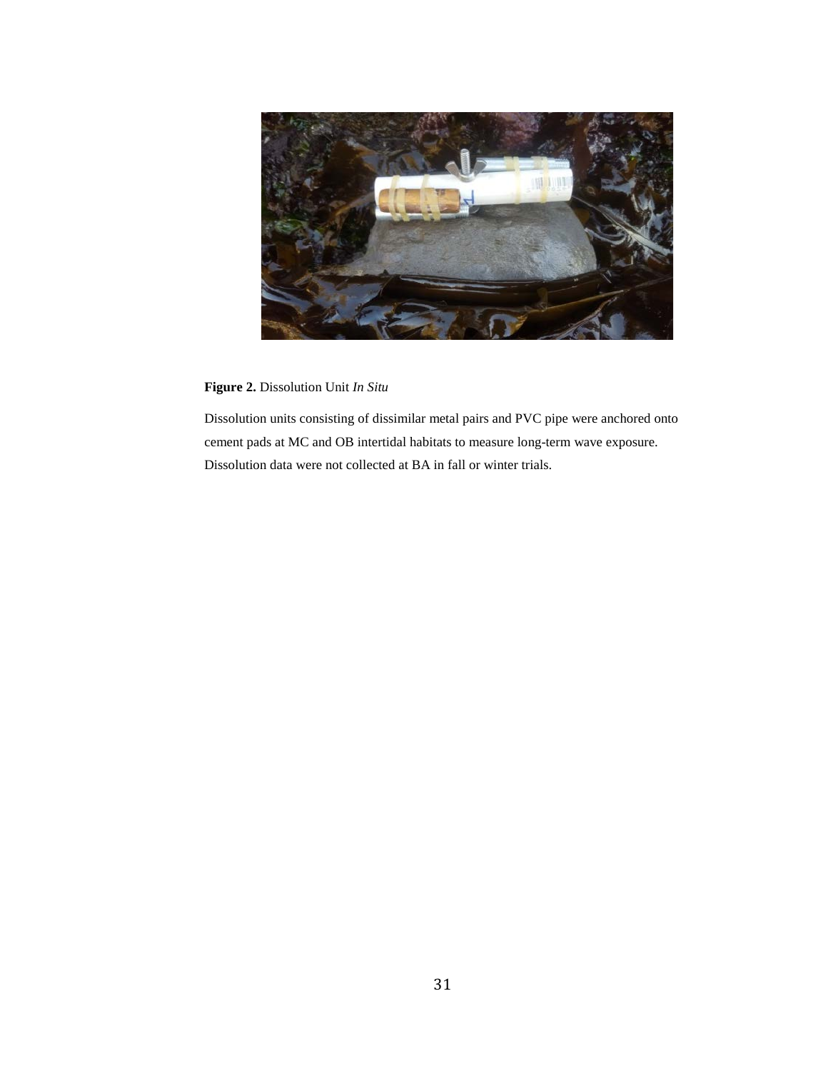**Figure 2.** Dissolution Unit *In Situ*

Dissolution units consisting of dissimilar metal pairs and PVC pipe were anchored onto cement pads at MC and OB intertidal habitats to measure long-term wave exposure. Dissolution data were not collected at BA in fall or winter trials.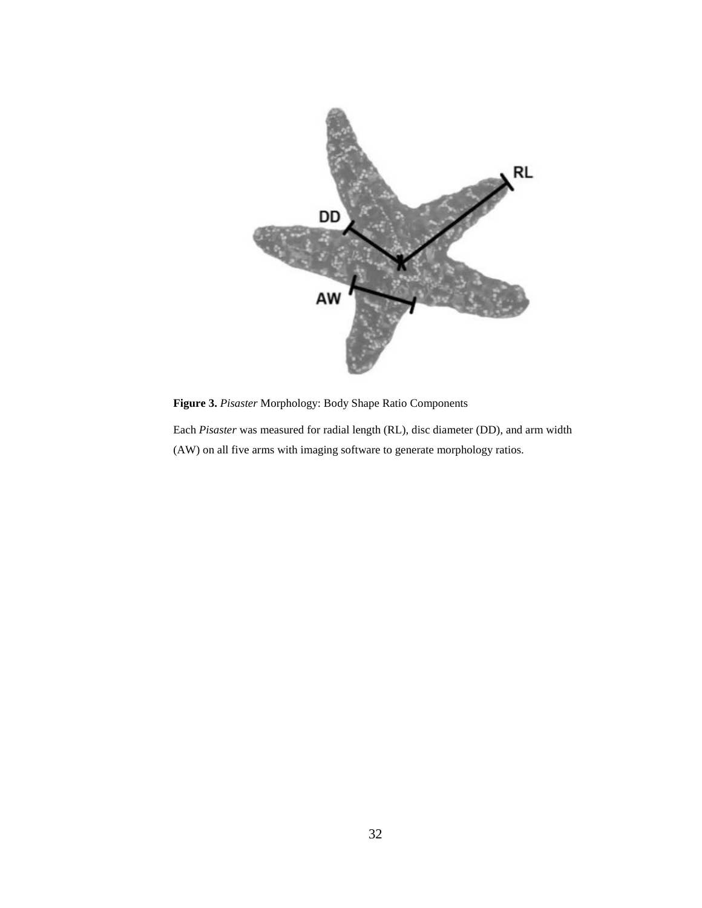**Figure 3.** *Pisaster* Morphology: Body Shape Ratio Components

Each *Pisaster* was measured for radial length (RL), disc diameter (DD), and arm width (AW) on all five arms with imaging software to generate morphology ratios.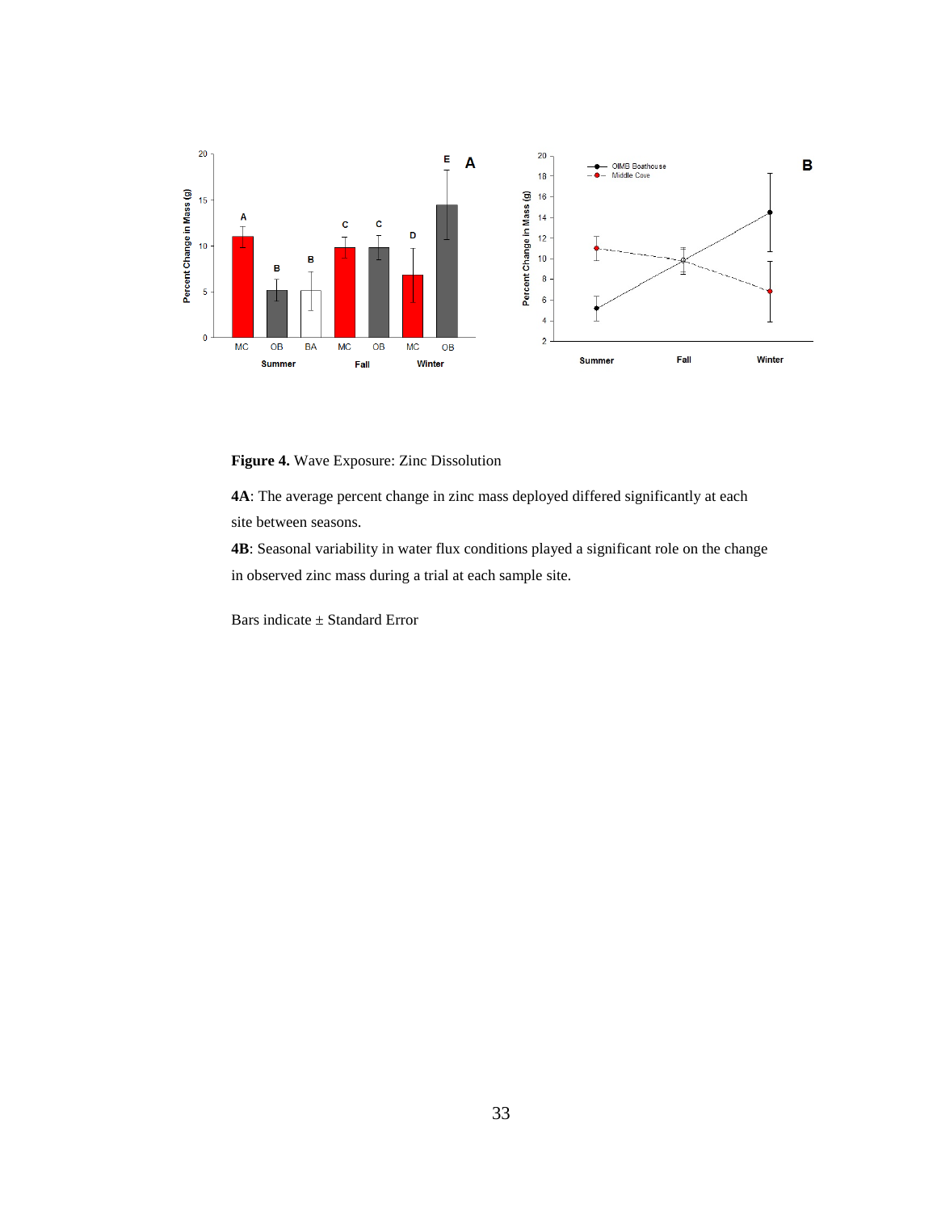**Figure 4.** Wave Exposure: Zinc Dissolution

**4A**: The average percent change in zinc mass deployed differed significantly at each site between seasons.

**4B**: Seasonal variability in water flux conditions played a significant role on the change in observed zinc mass during a trial at each sample site.

Bars indicate ± Standard Error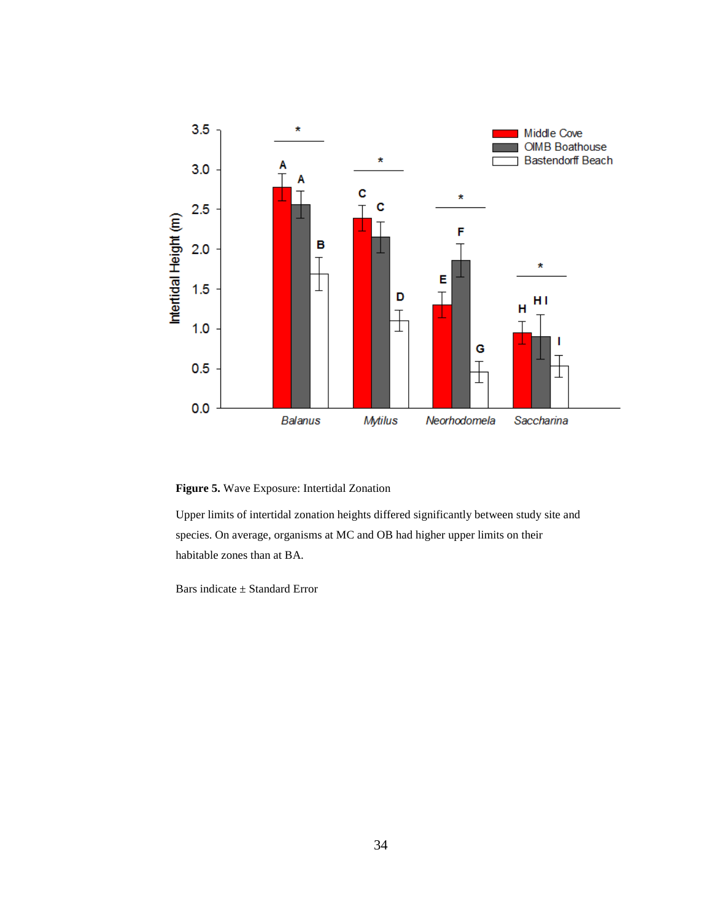**Figure 5.** Wave Exposure: Intertidal Zonation

Upper limits of intertidal zonation heights differed significantly between study site and species. On average, organisms at MC and OB had higher upper limits on their habitable zones than at BA.

Bars indicate ± Standard Error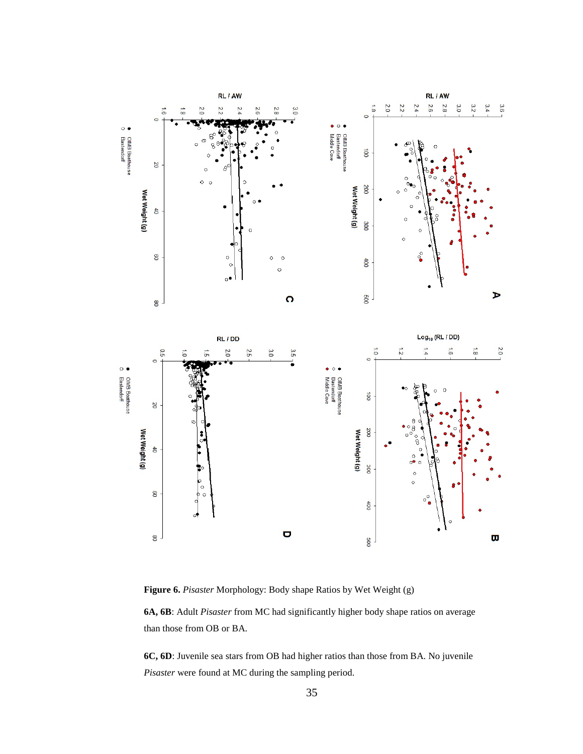**Figure 6.** *Pisaster* Morphology: Body shape Ratios by Wet Weight (g)

**6A, 6B**: Adult *Pisaster* from MC had significantly higher body shape ratios on average than those from OB or BA.

**6C, 6D**: Juvenile sea stars from OB had higher ratios than those from BA. No juvenile *Pisaster* were found at MC during the sampling period.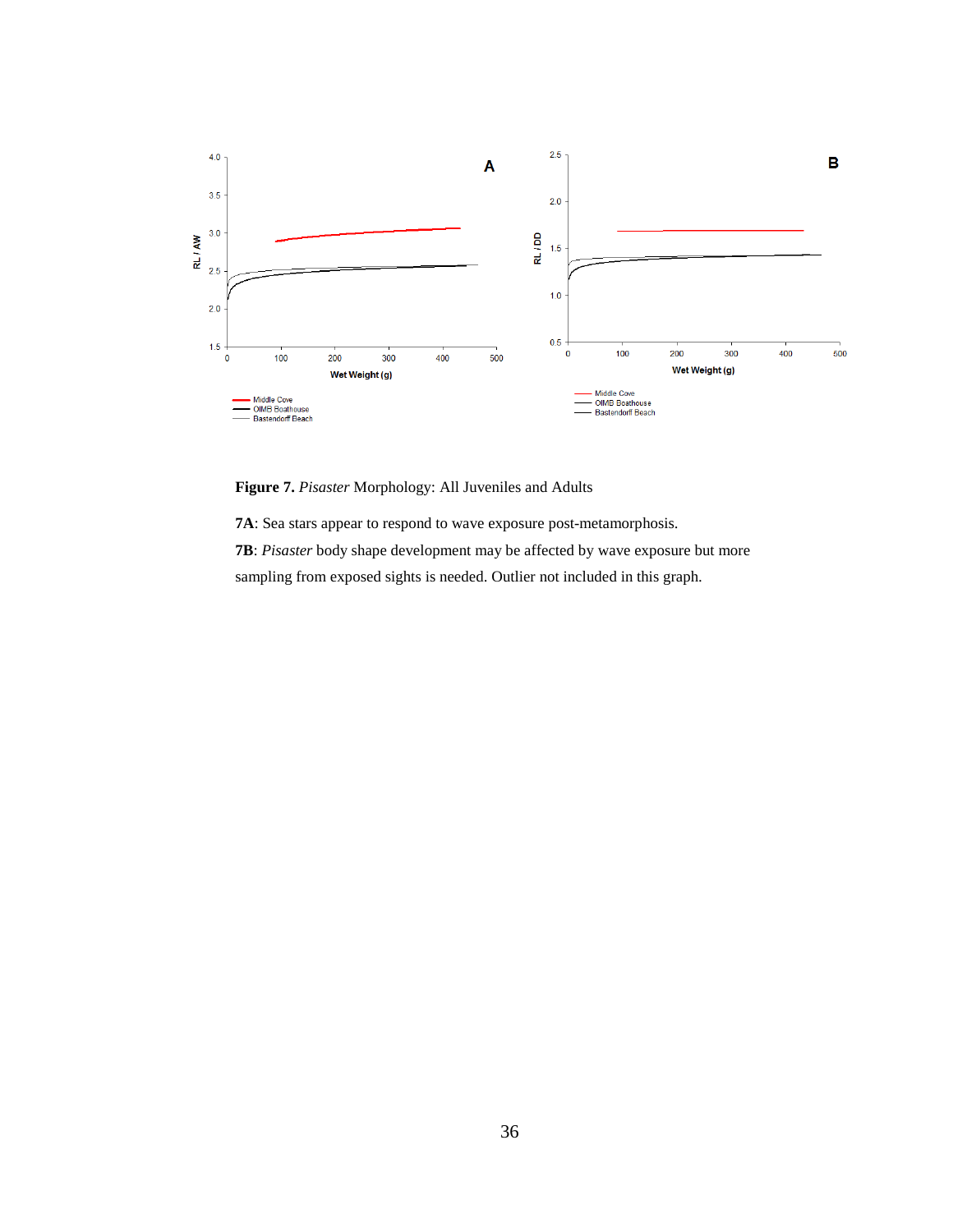**Figure 7.** *Pisaster* Morphology: All Juveniles and Adults

**7A**: Sea stars appear to respond to wave exposure post-metamorphosis.

**7B**: *Pisaster* body shape development may be affected by wave exposure but more sampling from exposed sights is needed. Outlier not included in this graph.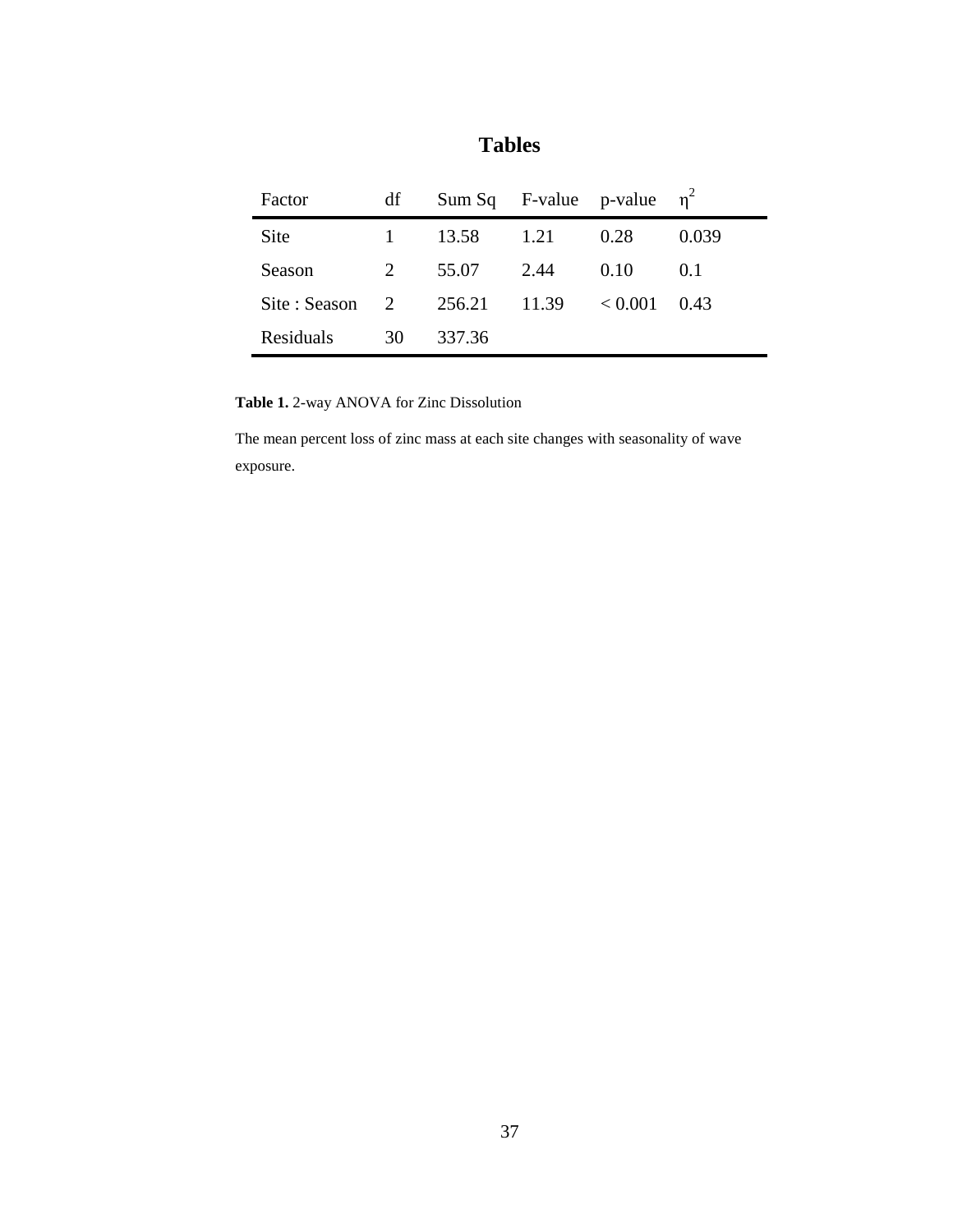# Tables

| Factor | df | Sum Sq | F-value | p-value | $\eta^2$ |
|---|---|---|---|---|---|
| Site | 1 | 13.58 | 1.21 | 0.28 | 0.039 |
| Season | 2 | 55.07 | 2.44 | 0.10 | 0.1 |
| Site : Season | 2 | 256.21 | 11.39 | $< 0.001$ | 0.43 |
| Residuals | 30 | 337.36 | | | |

**Table 1.** 2-way ANOVA for Zinc Dissolution

The mean percent loss of zinc mass at each site changes with seasonality of wave exposure.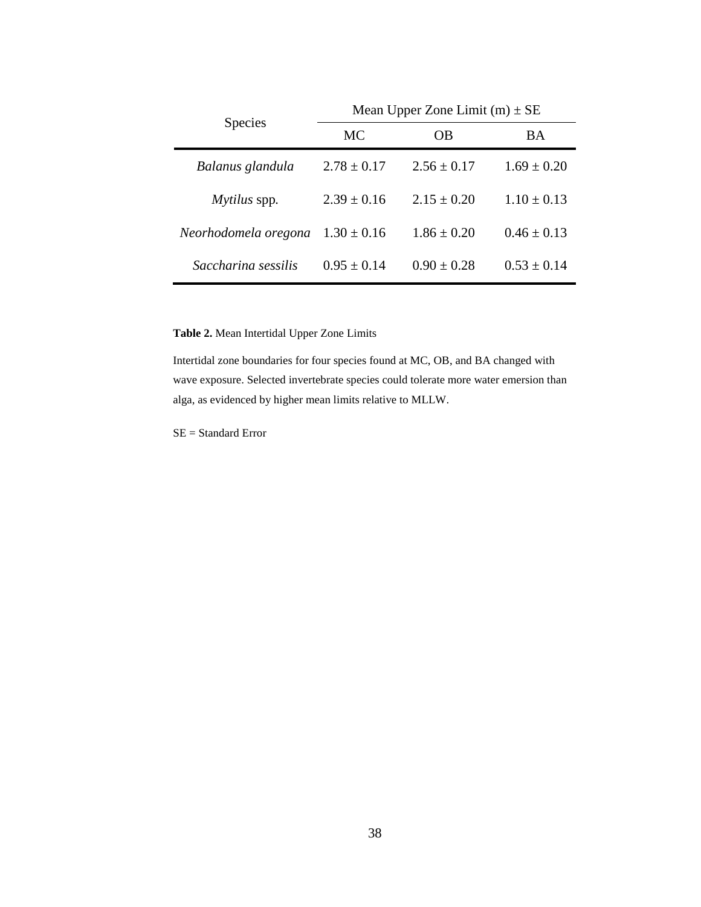| Species | Mean Upper Zone Limit (m) ± SE | | |
|---|---|---|---|
| | MC | OB | BA |
| *Balanus glandula* | 2.78 ± 0.17 | 2.56 ± 0.17 | 1.69 ± 0.20 |
| *Mytilus* spp. | 2.39 ± 0.16 | 2.15 ± 0.20 | 1.10 ± 0.13 |
| *Neorhodomela oregona* | 1.30 ± 0.16 | 1.86 ± 0.20 | 0.46 ± 0.13 |
| *Saccharina sessilis* | 0.95 ± 0.14 | 0.90 ± 0.28 | 0.53 ± 0.14 |

**Table 2.** Mean Intertidal Upper Zone Limits

Intertidal zone boundaries for four species found at MC, OB, and BA changed with wave exposure. Selected invertebrate species could tolerate more water emersion than alga, as evidenced by higher mean limits relative to MLLW.

SE = Standard Error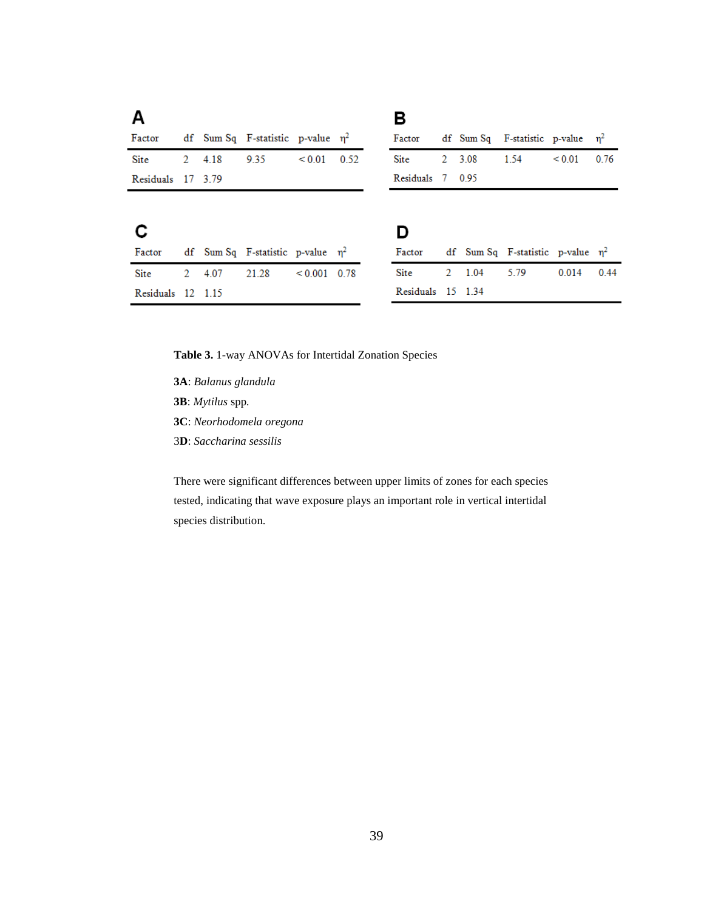**A**

| Factor | df | Sum Sq | F-statistic | p-value | $\eta^2$ |
|---|---|---|---|---|---|
| Site | 2 | 4.18 | 9.35 | < 0.01 | 0.52 |
| Residuals | 17 | 3.79 | | | |

**B**

| Factor | df | Sum Sq | F-statistic | p-value | $\eta^2$ |
|---|---|---|---|---|---|
| Site | 2 | 3.08 | 1.54 | < 0.01 | 0.76 |
| Residuals | 7 | 0.95 | | | |

**C**

| Factor | df | Sum Sq | F-statistic | p-value | $\eta^2$ |
|---|---|---|---|---|---|
| Site | 2 | 4.07 | 21.28 | < 0.001 | 0.78 |
| Residuals | 12 | 1.15 | | | |

**D**

| Factor | df | Sum Sq | F-statistic | p-value | $\eta^2$ |
|---|---|---|---|---|---|
| Site | 2 | 1.04 | 5.79 | 0.014 | 0.44 |
| Residuals | 15 | 1.34 | | | |

**Table 3.** 1-way ANOVAs for Intertidal Zonation Species

**3A**: *Balanus glandula*

**3B**: *Mytilus* spp.

**3C**: *Neorhodomela oregona*

3**D**: *Saccharina sessilis*

There were significant differences between upper limits of zones for each species tested, indicating that wave exposure plays an important role in vertical intertidal species distribution.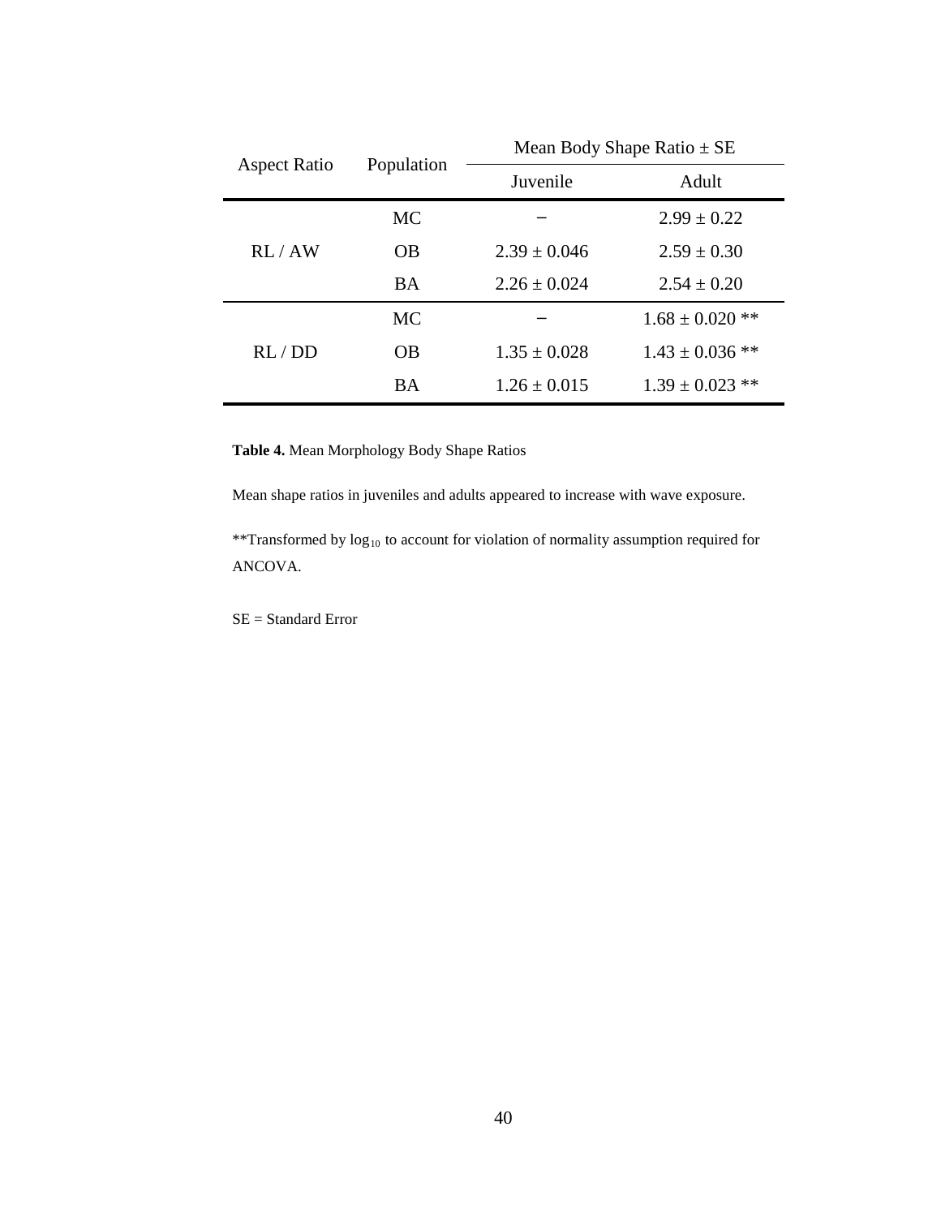| Aspect Ratio | Population | Mean Body Shape Ratio ± SE | |
|---|---|---|---|
| | | Juvenile | Adult |
| RL / AW | MC | – | 2.99 ± 0.22 |
| | OB | 2.39 ± 0.046 | 2.59 ± 0.30 |
| | BA | 2.26 ± 0.024 | 2.54 ± 0.20 |
| RL / DD | MC | – | 1.68 ± 0.020 ** |
| | OB | 1.35 ± 0.028 | 1.43 ± 0.036 ** |
| | BA | 1.26 ± 0.015 | 1.39 ± 0.023 ** |

**Table 4.** Mean Morphology Body Shape Ratios

Mean shape ratios in juveniles and adults appeared to increase with wave exposure.

**Transformed by $\log_{10}$ to account for violation of normality assumption required for ANCOVA.

SE = Standard Error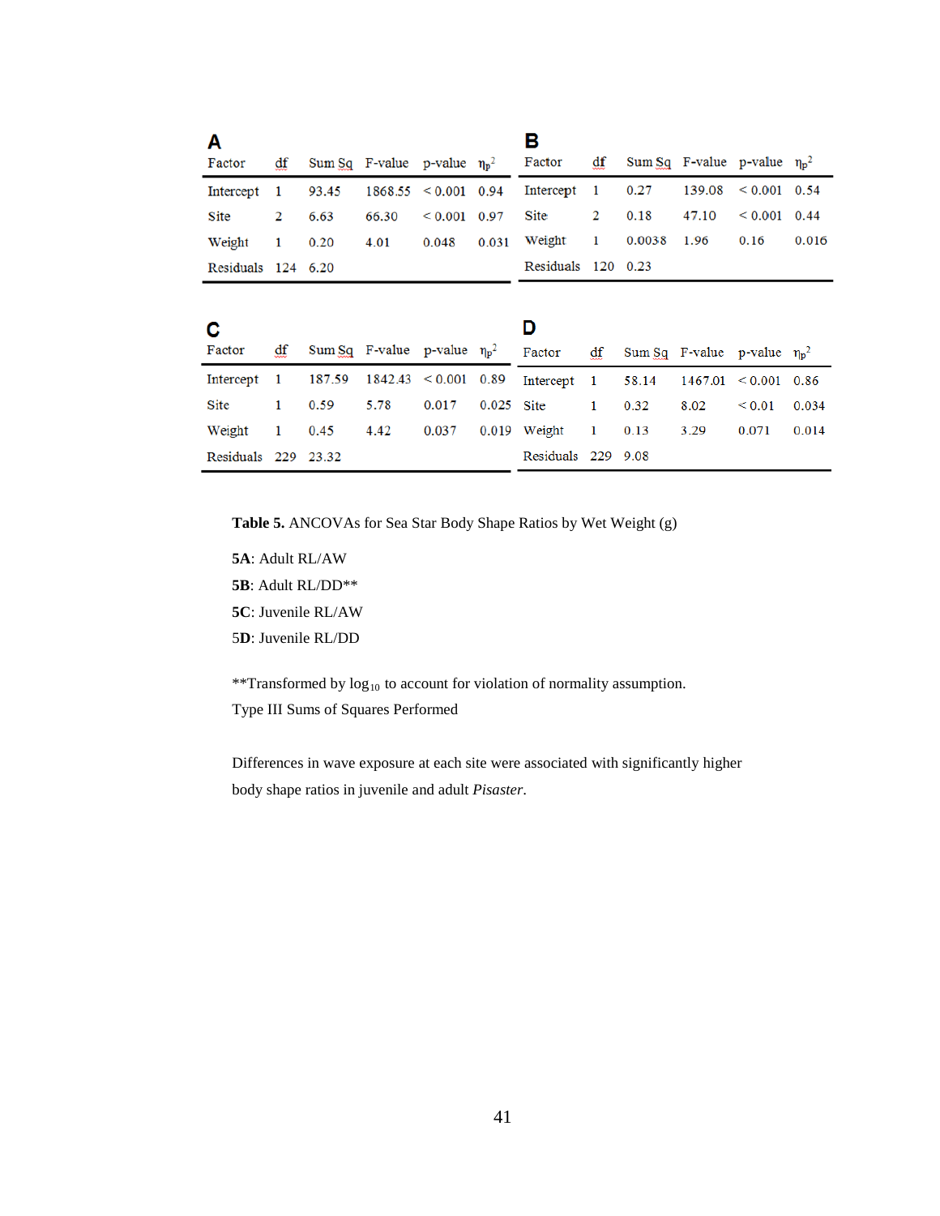**A**

| Factor | df | Sum Sq | F-value | p-value | $\eta_p^2$ |
|---|---|---|---|---|---|
| Intercept | 1 | 93.45 | 1868.55 | < 0.001 | 0.94 |
| Site | 2 | 6.63 | 66.30 | < 0.001 | 0.97 |
| Weight | 1 | 0.20 | 4.01 | 0.048 | 0.031 |
| Residuals | 124 | 6.20 | | | |

**B**

| Factor | df | Sum Sq | F-value | p-value | $\eta_p^2$ |
|---|---|---|---|---|---|
| Intercept | 1 | 0.27 | 139.08 | < 0.001 | 0.54 |
| Site | 2 | 0.18 | 47.10 | < 0.001 | 0.44 |
| Weight | 1 | 0.0038 | 1.96 | 0.16 | 0.016 |
| Residuals | 120 | 0.23 | | | |

**C**

| Factor | df | Sum Sq | F-value | p-value | $\eta_p^2$ |
|---|---|---|---|---|---|
| Intercept | 1 | 187.59 | 1842.43 | < 0.001 | 0.89 |
| Site | 1 | 0.59 | 5.78 | 0.017 | 0.025 |
| Weight | 1 | 0.45 | 4.42 | 0.037 | 0.019 |
| Residuals | 229 | 23.32 | | | |

**D**

| Factor | df | Sum Sq | F-value | p-value | $\eta_p^2$ |
|---|---|---|---|---|---|
| Intercept | 1 | 58.14 | 1467.01 | < 0.001 | 0.86 |
| Site | 1 | 0.32 | 8.02 | < 0.01 | 0.034 |
| Weight | 1 | 0.13 | 3.29 | 0.071 | 0.014 |
| Residuals | 229 | 9.08 | | | |

**Table 5.** ANCOVAs for Sea Star Body Shape Ratios by Wet Weight (g)

**5A**: Adult RL/AW

**5B**: Adult RL/DD**

**5C**: Juvenile RL/AW

5**D**: Juvenile RL/DD

**Transformed by $\log_{10}$ to account for violation of normality assumption.

Type III Sums of Squares Performed

Differences in wave exposure at each site were associated with significantly higher body shape ratios in juvenile and adult *Pisaster*.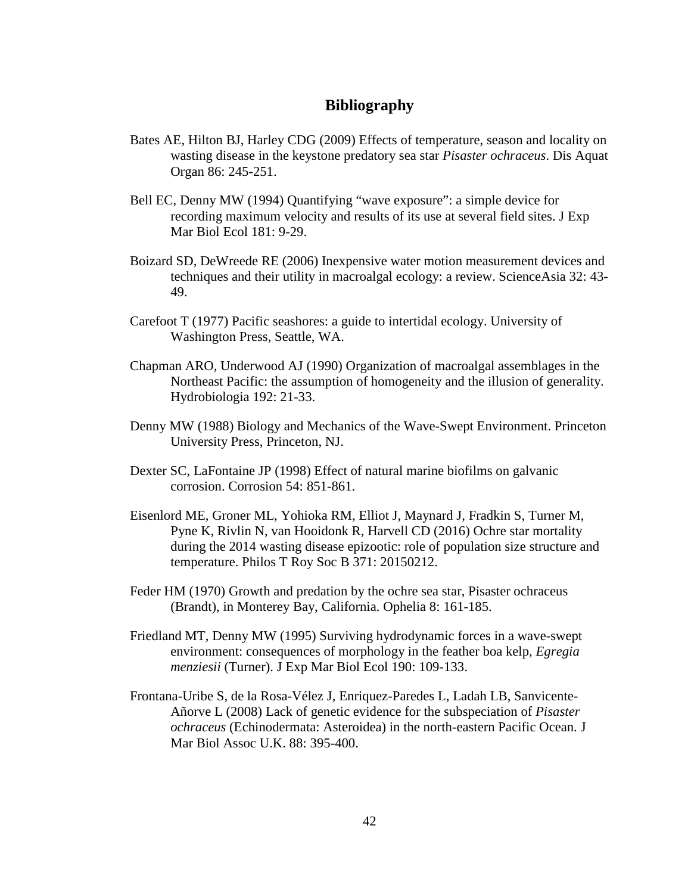# Bibliography

Bates AE, Hilton BJ, Harley CDG (2009) Effects of temperature, season and locality on wasting disease in the keystone predatory sea star *Pisaster ochraceus*. Dis Aquat Organ 86: 245-251.

Bell EC, Denny MW (1994) Quantifying "wave exposure": a simple device for recording maximum velocity and results of its use at several field sites. J Exp Mar Biol Ecol 181: 9-29.

Boizard SD, DeWreede RE (2006) Inexpensive water motion measurement devices and techniques and their utility in macroalgal ecology: a review. ScienceAsia 32: 43-49.

Carefoot T (1977) Pacific seashores: a guide to intertidal ecology. University of Washington Press, Seattle, WA.

Chapman ARO, Underwood AJ (1990) Organization of macroalgal assemblages in the Northeast Pacific: the assumption of homogeneity and the illusion of generality. Hydrobiologia 192: 21-33.

Denny MW (1988) Biology and Mechanics of the Wave-Swept Environment. Princeton University Press, Princeton, NJ.

Dexter SC, LaFontaine JP (1998) Effect of natural marine biofilms on galvanic corrosion. Corrosion 54: 851-861.

Eisenlord ME, Groner ML, Yohioka RM, Elliot J, Maynard J, Fradkin S, Turner M, Pyne K, Rivlin N, van Hooidonk R, Harvell CD (2016) Ochre star mortality during the 2014 wasting disease epizootic: role of population size structure and temperature. Philos T Roy Soc B 371: 20150212.

Feder HM (1970) Growth and predation by the ochre sea star, Pisaster ochraceus (Brandt), in Monterey Bay, California. Ophelia 8: 161-185.

Friedland MT, Denny MW (1995) Surviving hydrodynamic forces in a wave-swept environment: consequences of morphology in the feather boa kelp, *Egregia menziesii* (Turner). J Exp Mar Biol Ecol 190: 109-133.

Frontana-Uribe S, de la Rosa-Vélez J, Enriquez-Paredes L, Ladah LB, Sanvicente-Añorve L (2008) Lack of genetic evidence for the subspeciation of *Pisaster ochraceus* (Echinodermata: Asteroidea) in the north-eastern Pacific Ocean. J Mar Biol Assoc U.K. 88: 395-400.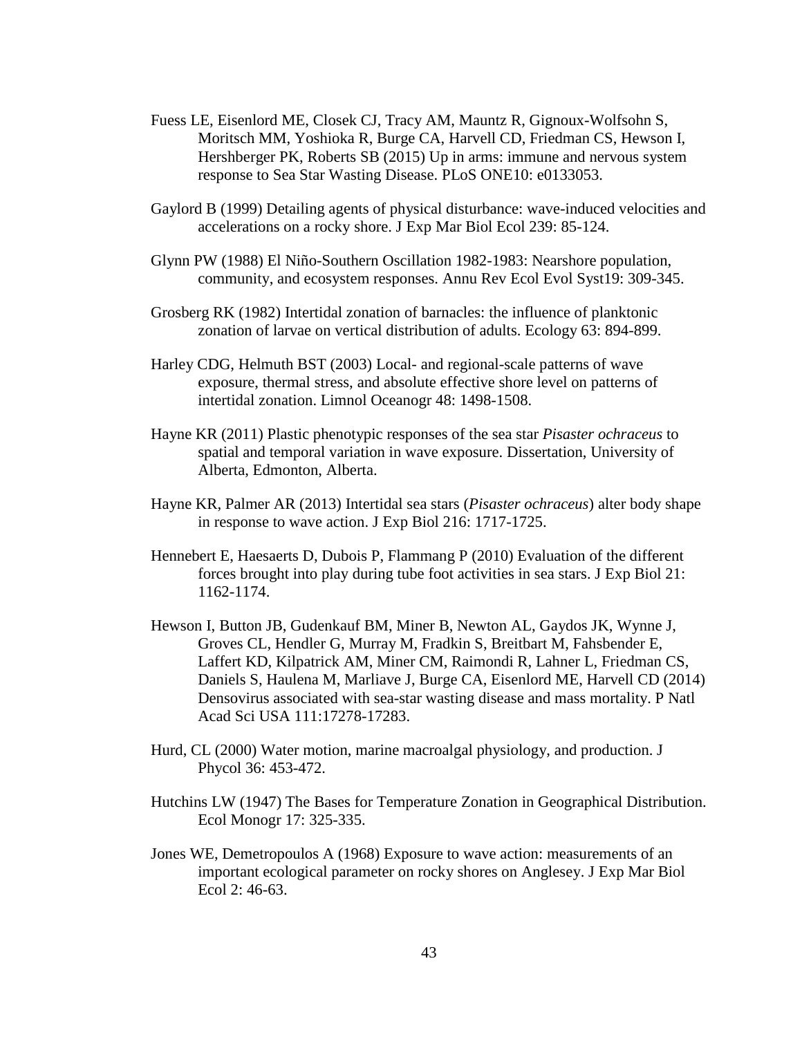Fuess LE, Eisenlord ME, Closek CJ, Tracy AM, Mauntz R, Gignoux-Wolfsohn S, Moritsch MM, Yoshioka R, Burge CA, Harvell CD, Friedman CS, Hewson I, Hershberger PK, Roberts SB (2015) Up in arms: immune and nervous system response to Sea Star Wasting Disease. PLoS ONE10: e0133053.

Gaylord B (1999) Detailing agents of physical disturbance: wave-induced velocities and accelerations on a rocky shore. J Exp Mar Biol Ecol 239: 85-124.

Glynn PW (1988) El Niño-Southern Oscillation 1982-1983: Nearshore population, community, and ecosystem responses. Annu Rev Ecol Evol Syst19: 309-345.

Grosberg RK (1982) Intertidal zonation of barnacles: the influence of planktonic zonation of larvae on vertical distribution of adults. Ecology 63: 894-899.

Harley CDG, Helmuth BST (2003) Local- and regional-scale patterns of wave exposure, thermal stress, and absolute effective shore level on patterns of intertidal zonation. Limnol Oceanogr 48: 1498-1508.

Hayne KR (2011) Plastic phenotypic responses of the sea star *Pisaster ochraceus* to spatial and temporal variation in wave exposure. Dissertation, University of Alberta, Edmonton, Alberta.

Hayne KR, Palmer AR (2013) Intertidal sea stars (*Pisaster ochraceus*) alter body shape in response to wave action. J Exp Biol 216: 1717-1725.

Hennebert E, Haesaerts D, Dubois P, Flammang P (2010) Evaluation of the different forces brought into play during tube foot activities in sea stars. J Exp Biol 21: 1162-1174.

Hewson I, Button JB, Gudenkauf BM, Miner B, Newton AL, Gaydos JK, Wynne J, Groves CL, Hendler G, Murray M, Fradkin S, Breitbart M, Fahsbender E, Laffert KD, Kilpatrick AM, Miner CM, Raimondi R, Lahner L, Friedman CS, Daniels S, Haulena M, Marliave J, Burge CA, Eisenlord ME, Harvell CD (2014) Densovirus associated with sea-star wasting disease and mass mortality. P Natl Acad Sci USA 111:17278-17283.

Hurd, CL (2000) Water motion, marine macroalgal physiology, and production. J Phycol 36: 453-472.

Hutchins LW (1947) The Bases for Temperature Zonation in Geographical Distribution. Ecol Monogr 17: 325-335.

Jones WE, Demetropoulos A (1968) Exposure to wave action: measurements of an important ecological parameter on rocky shores on Anglesey. J Exp Mar Biol Ecol 2: 46-63.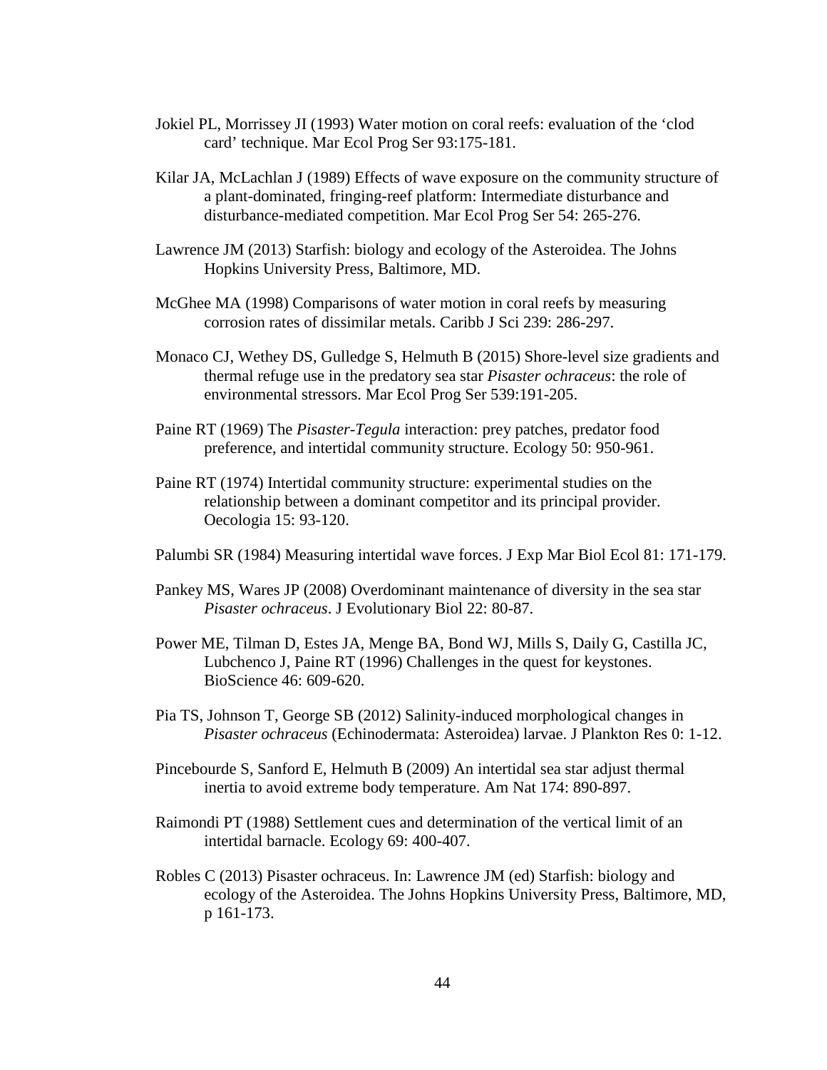Jokiel PL, Morrissey JI (1993) Water motion on coral reefs: evaluation of the ‘clod card’ technique. Mar Ecol Prog Ser 93:175-181.

Kilar JA, McLachlan J (1989) Effects of wave exposure on the community structure of a plant-dominated, fringing-reef platform: Intermediate disturbance and disturbance-mediated competition. Mar Ecol Prog Ser 54: 265-276.

Lawrence JM (2013) Starfish: biology and ecology of the Asteroidea. The Johns Hopkins University Press, Baltimore, MD.

McGhee MA (1998) Comparisons of water motion in coral reefs by measuring corrosion rates of dissimilar metals. Caribb J Sci 239: 286-297.

Monaco CJ, Wethey DS, Gulledge S, Helmuth B (2015) Shore-level size gradients and thermal refuge use in the predatory sea star *Pisaster ochraceus*: the role of environmental stressors. Mar Ecol Prog Ser 539:191-205.

Paine RT (1969) The *Pisaster-Tegula* interaction: prey patches, predator food preference, and intertidal community structure. Ecology 50: 950-961.

Paine RT (1974) Intertidal community structure: experimental studies on the relationship between a dominant competitor and its principal provider. Oecologia 15: 93-120.

Palumbi SR (1984) Measuring intertidal wave forces. J Exp Mar Biol Ecol 81: 171-179.

Pankey MS, Wares JP (2008) Overdominant maintenance of diversity in the sea star *Pisaster ochraceus*. J Evolutionary Biol 22: 80-87.

Power ME, Tilman D, Estes JA, Menge BA, Bond WJ, Mills S, Daily G, Castilla JC, Lubchenco J, Paine RT (1996) Challenges in the quest for keystones. BioScience 46: 609-620.

Pia TS, Johnson T, George SB (2012) Salinity-induced morphological changes in *Pisaster ochraceus* (Echinodermata: Asteroidea) larvae. J Plankton Res 0: 1-12.

Pincebourde S, Sanford E, Helmuth B (2009) An intertidal sea star adjust thermal inertia to avoid extreme body temperature. Am Nat 174: 890-897.

Raimondi PT (1988) Settlement cues and determination of the vertical limit of an intertidal barnacle. Ecology 69: 400-407.

Robles C (2013) Pisaster ochraceus. In: Lawrence JM (ed) Starfish: biology and ecology of the Asteroidea. The Johns Hopkins University Press, Baltimore, MD, p 161-173.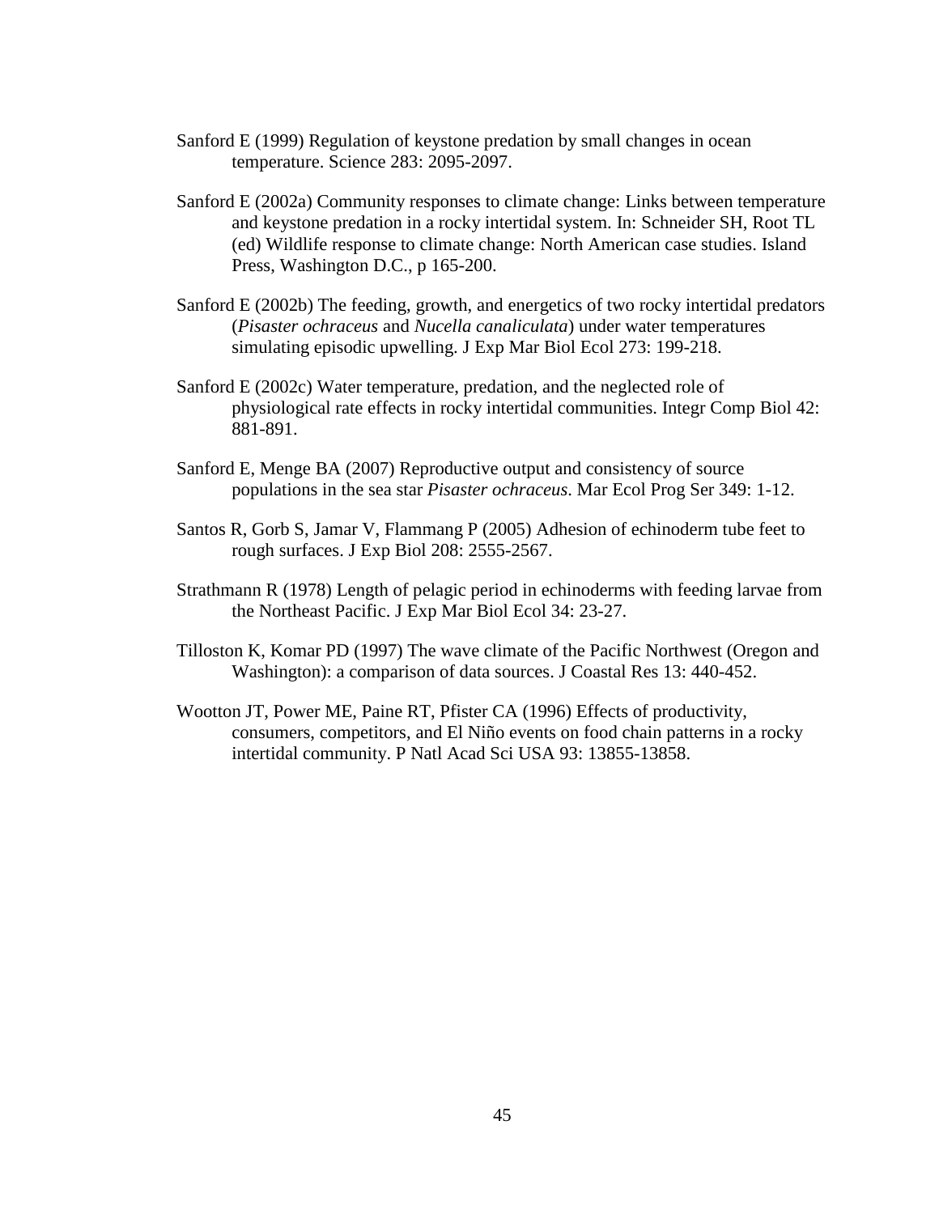Sanford E (1999) Regulation of keystone predation by small changes in ocean temperature. Science 283: 2095-2097.

Sanford E (2002a) Community responses to climate change: Links between temperature and keystone predation in a rocky intertidal system. In: Schneider SH, Root TL (ed) Wildlife response to climate change: North American case studies. Island Press, Washington D.C., p 165-200.

Sanford E (2002b) The feeding, growth, and energetics of two rocky intertidal predators (*Pisaster ochraceus* and *Nucella canaliculata*) under water temperatures simulating episodic upwelling. J Exp Mar Biol Ecol 273: 199-218.

Sanford E (2002c) Water temperature, predation, and the neglected role of physiological rate effects in rocky intertidal communities. Integr Comp Biol 42: 881-891.

Sanford E, Menge BA (2007) Reproductive output and consistency of source populations in the sea star *Pisaster ochraceus*. Mar Ecol Prog Ser 349: 1-12.

Santos R, Gorb S, Jamar V, Flammang P (2005) Adhesion of echinoderm tube feet to rough surfaces. J Exp Biol 208: 2555-2567.

Strathmann R (1978) Length of pelagic period in echinoderms with feeding larvae from the Northeast Pacific. J Exp Mar Biol Ecol 34: 23-27.

Tilloston K, Komar PD (1997) The wave climate of the Pacific Northwest (Oregon and Washington): a comparison of data sources. J Coastal Res 13: 440-452.

Wootton JT, Power ME, Paine RT, Pfister CA (1996) Effects of productivity, consumers, competitors, and El Niño events on food chain patterns in a rocky intertidal community. P Natl Acad Sci USA 93: 13855-13858.